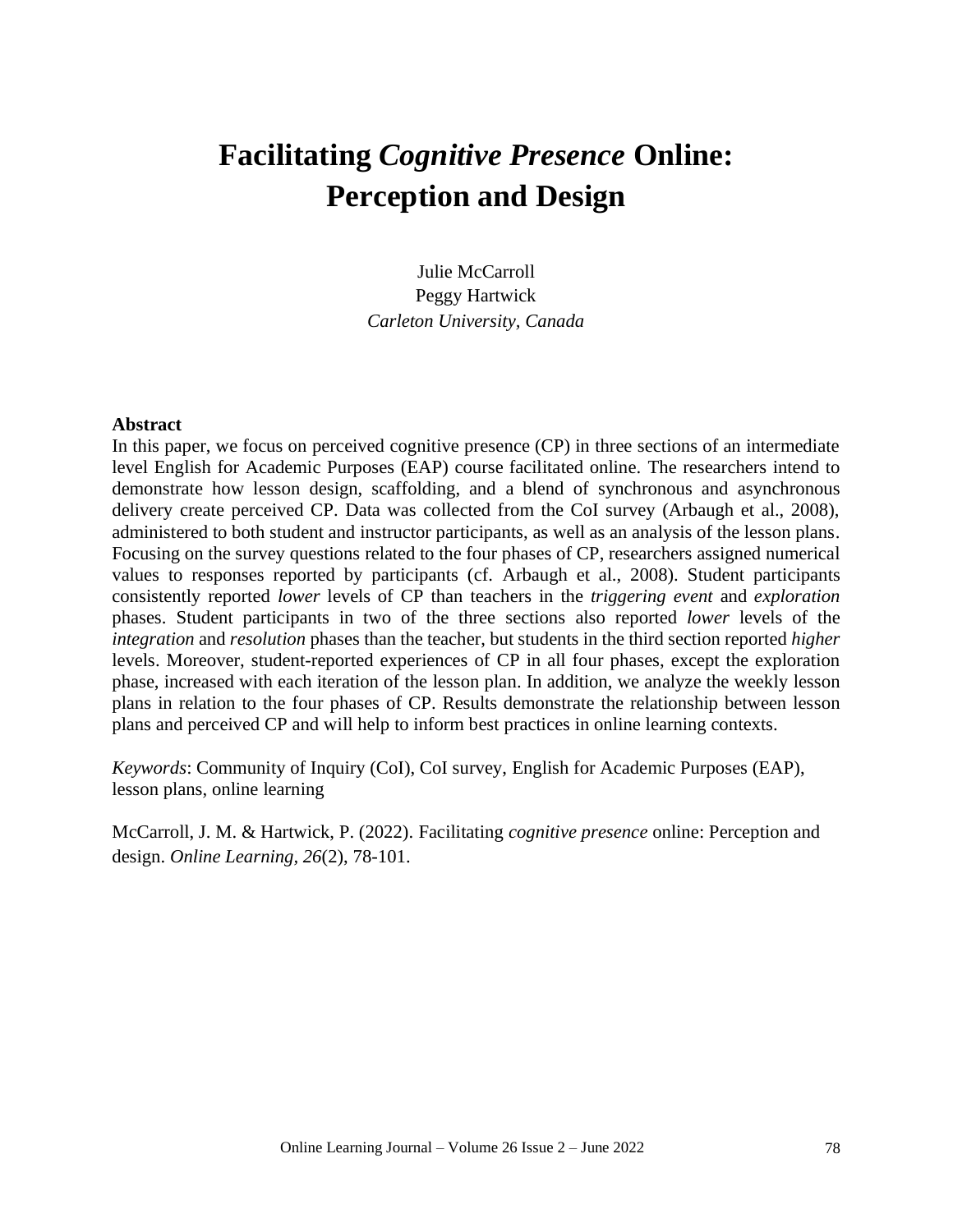# Facilitating *Cognitive Presence* Online: Perception and Design

Julie McCarroll
Peggy Hartwick
*Carleton University, Canada*

**Abstract**

In this paper, we focus on perceived cognitive presence (CP) in three sections of an intermediate level English for Academic Purposes (EAP) course facilitated online. The researchers intend to demonstrate how lesson design, scaffolding, and a blend of synchronous and asynchronous delivery create perceived CP. Data was collected from the CoI survey (Arbaugh et al., 2008), administered to both student and instructor participants, as well as an analysis of the lesson plans. Focusing on the survey questions related to the four phases of CP, researchers assigned numerical values to responses reported by participants (cf. Arbaugh et al., 2008). Student participants consistently reported *lower* levels of CP than teachers in the *triggering event* and *exploration* phases. Student participants in two of the three sections also reported *lower* levels of the *integration* and *resolution* phases than the teacher, but students in the third section reported *higher* levels. Moreover, student-reported experiences of CP in all four phases, except the exploration phase, increased with each iteration of the lesson plan. In addition, we analyze the weekly lesson plans in relation to the four phases of CP. Results demonstrate the relationship between lesson plans and perceived CP and will help to inform best practices in online learning contexts.

*Keywords*: Community of Inquiry (CoI), CoI survey, English for Academic Purposes (EAP), lesson plans, online learning

McCarroll, J. M. & Hartwick, P. (2022). Facilitating *cognitive presence* online: Perception and design. *Online Learning, 26*(2), 78-101.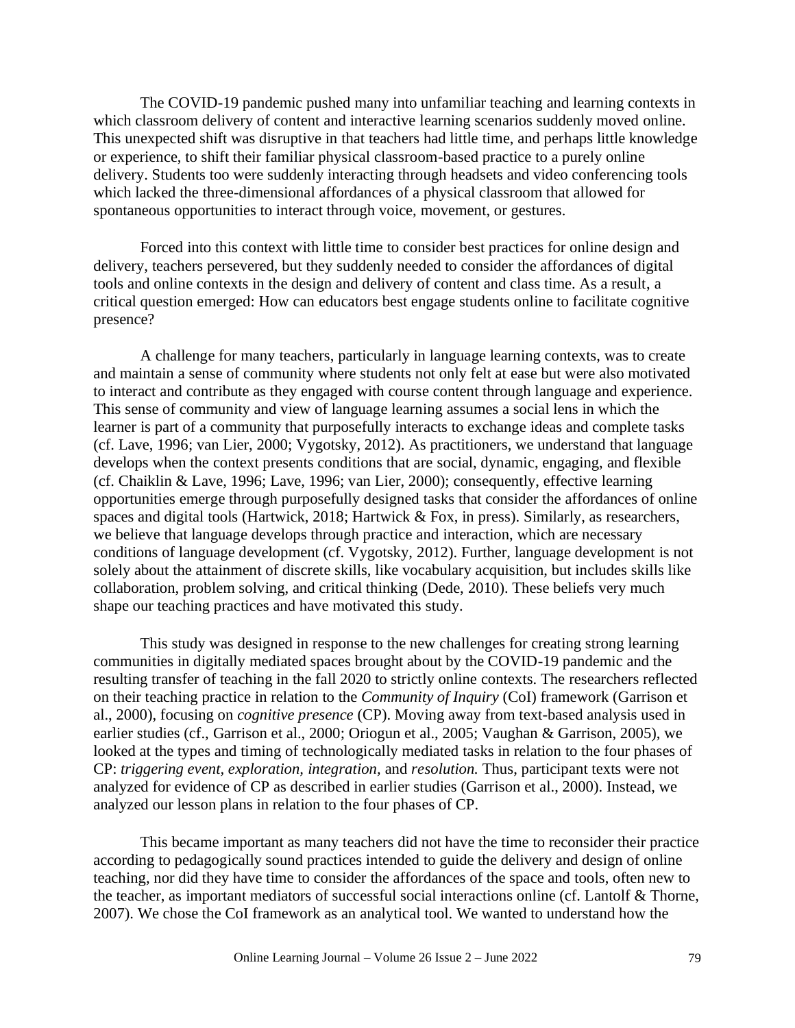The COVID-19 pandemic pushed many into unfamiliar teaching and learning contexts in which classroom delivery of content and interactive learning scenarios suddenly moved online. This unexpected shift was disruptive in that teachers had little time, and perhaps little knowledge or experience, to shift their familiar physical classroom-based practice to a purely online delivery. Students too were suddenly interacting through headsets and video conferencing tools which lacked the three-dimensional affordances of a physical classroom that allowed for spontaneous opportunities to interact through voice, movement, or gestures.

Forced into this context with little time to consider best practices for online design and delivery, teachers persevered, but they suddenly needed to consider the affordances of digital tools and online contexts in the design and delivery of content and class time. As a result, a critical question emerged: How can educators best engage students online to facilitate cognitive presence?

A challenge for many teachers, particularly in language learning contexts, was to create and maintain a sense of community where students not only felt at ease but were also motivated to interact and contribute as they engaged with course content through language and experience. This sense of community and view of language learning assumes a social lens in which the learner is part of a community that purposefully interacts to exchange ideas and complete tasks (cf. Lave, 1996; van Lier, 2000; Vygotsky, 2012). As practitioners, we understand that language develops when the context presents conditions that are social, dynamic, engaging, and flexible (cf. Chaiklin & Lave, 1996; Lave, 1996; van Lier, 2000); consequently, effective learning opportunities emerge through purposefully designed tasks that consider the affordances of online spaces and digital tools (Hartwick, 2018; Hartwick & Fox, in press). Similarly, as researchers, we believe that language develops through practice and interaction, which are necessary conditions of language development (cf. Vygotsky, 2012). Further, language development is not solely about the attainment of discrete skills, like vocabulary acquisition, but includes skills like collaboration, problem solving, and critical thinking (Dede, 2010). These beliefs very much shape our teaching practices and have motivated this study.

This study was designed in response to the new challenges for creating strong learning communities in digitally mediated spaces brought about by the COVID-19 pandemic and the resulting transfer of teaching in the fall 2020 to strictly online contexts. The researchers reflected on their teaching practice in relation to the *Community of Inquiry* (CoI) framework (Garrison et al., 2000), focusing on *cognitive presence* (CP). Moving away from text-based analysis used in earlier studies (cf., Garrison et al., 2000; Oriogun et al., 2005; Vaughan & Garrison, 2005), we looked at the types and timing of technologically mediated tasks in relation to the four phases of CP: *triggering event, exploration, integration,* and *resolution.* Thus, participant texts were not analyzed for evidence of CP as described in earlier studies (Garrison et al., 2000). Instead, we analyzed our lesson plans in relation to the four phases of CP.

This became important as many teachers did not have the time to reconsider their practice according to pedagogically sound practices intended to guide the delivery and design of online teaching, nor did they have time to consider the affordances of the space and tools, often new to the teacher, as important mediators of successful social interactions online (cf. Lantolf & Thorne, 2007). We chose the CoI framework as an analytical tool. We wanted to understand how the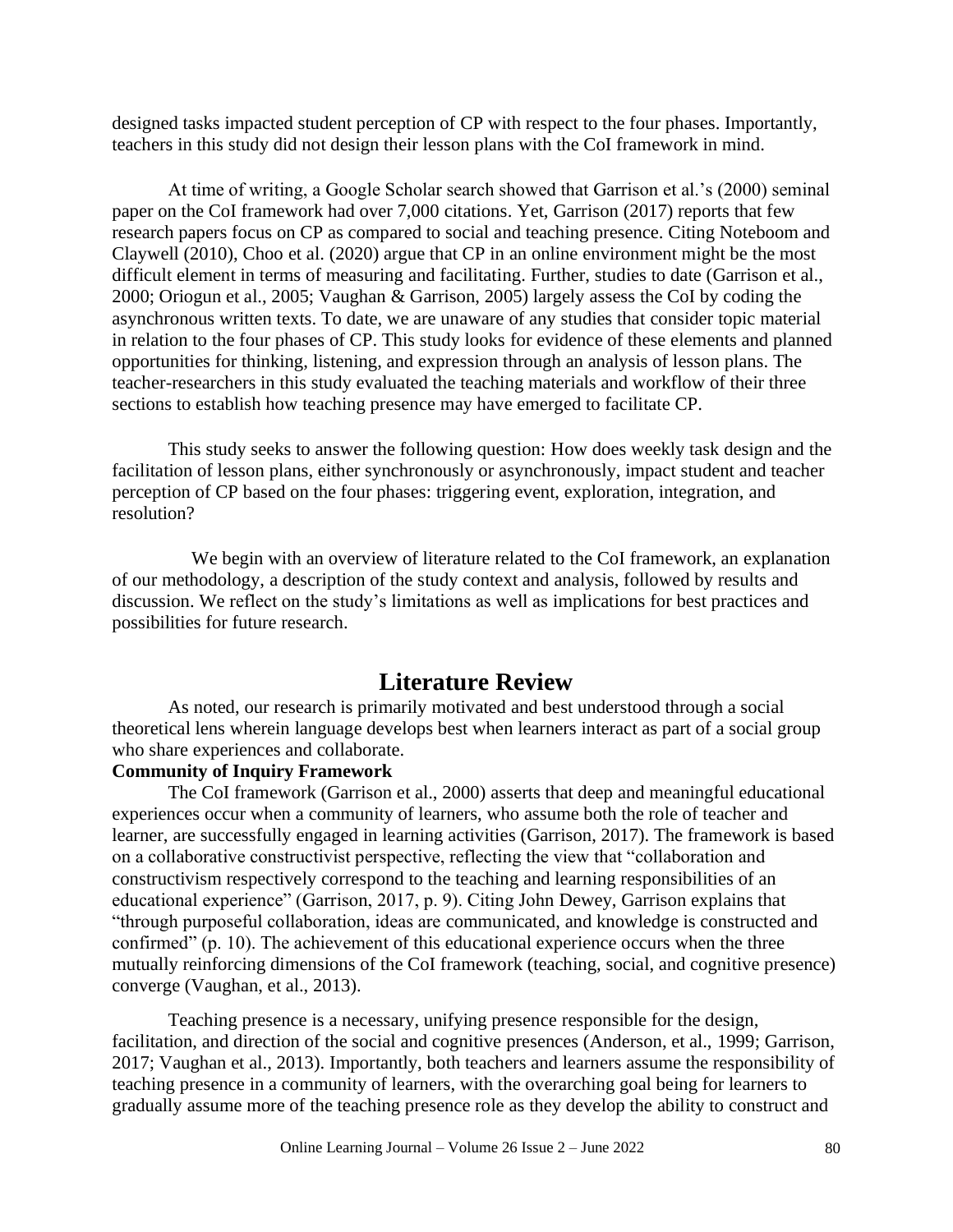designed tasks impacted student perception of CP with respect to the four phases. Importantly, teachers in this study did not design their lesson plans with the CoI framework in mind.

At time of writing, a Google Scholar search showed that Garrison et al.'s (2000) seminal paper on the CoI framework had over 7,000 citations. Yet, Garrison (2017) reports that few research papers focus on CP as compared to social and teaching presence. Citing Noteboom and Claywell (2010), Choo et al. (2020) argue that CP in an online environment might be the most difficult element in terms of measuring and facilitating. Further, studies to date (Garrison et al., 2000; Oriogun et al., 2005; Vaughan & Garrison, 2005) largely assess the CoI by coding the asynchronous written texts. To date, we are unaware of any studies that consider topic material in relation to the four phases of CP. This study looks for evidence of these elements and planned opportunities for thinking, listening, and expression through an analysis of lesson plans. The teacher-researchers in this study evaluated the teaching materials and workflow of their three sections to establish how teaching presence may have emerged to facilitate CP.

This study seeks to answer the following question: How does weekly task design and the facilitation of lesson plans, either synchronously or asynchronously, impact student and teacher perception of CP based on the four phases: triggering event, exploration, integration, and resolution?

We begin with an overview of literature related to the CoI framework, an explanation of our methodology, a description of the study context and analysis, followed by results and discussion. We reflect on the study's limitations as well as implications for best practices and possibilities for future research.

# Literature Review

As noted, our research is primarily motivated and best understood through a social theoretical lens wherein language develops best when learners interact as part of a social group who share experiences and collaborate.

**Community of Inquiry Framework**

The CoI framework (Garrison et al., 2000) asserts that deep and meaningful educational experiences occur when a community of learners, who assume both the role of teacher and learner, are successfully engaged in learning activities (Garrison, 2017). The framework is based on a collaborative constructivist perspective, reflecting the view that "collaboration and constructivism respectively correspond to the teaching and learning responsibilities of an educational experience" (Garrison, 2017, p. 9). Citing John Dewey, Garrison explains that "through purposeful collaboration, ideas are communicated, and knowledge is constructed and confirmed" (p. 10). The achievement of this educational experience occurs when the three mutually reinforcing dimensions of the CoI framework (teaching, social, and cognitive presence) converge (Vaughan, et al., 2013).

Teaching presence is a necessary, unifying presence responsible for the design, facilitation, and direction of the social and cognitive presences (Anderson, et al., 1999; Garrison, 2017; Vaughan et al., 2013). Importantly, both teachers and learners assume the responsibility of teaching presence in a community of learners, with the overarching goal being for learners to gradually assume more of the teaching presence role as they develop the ability to construct and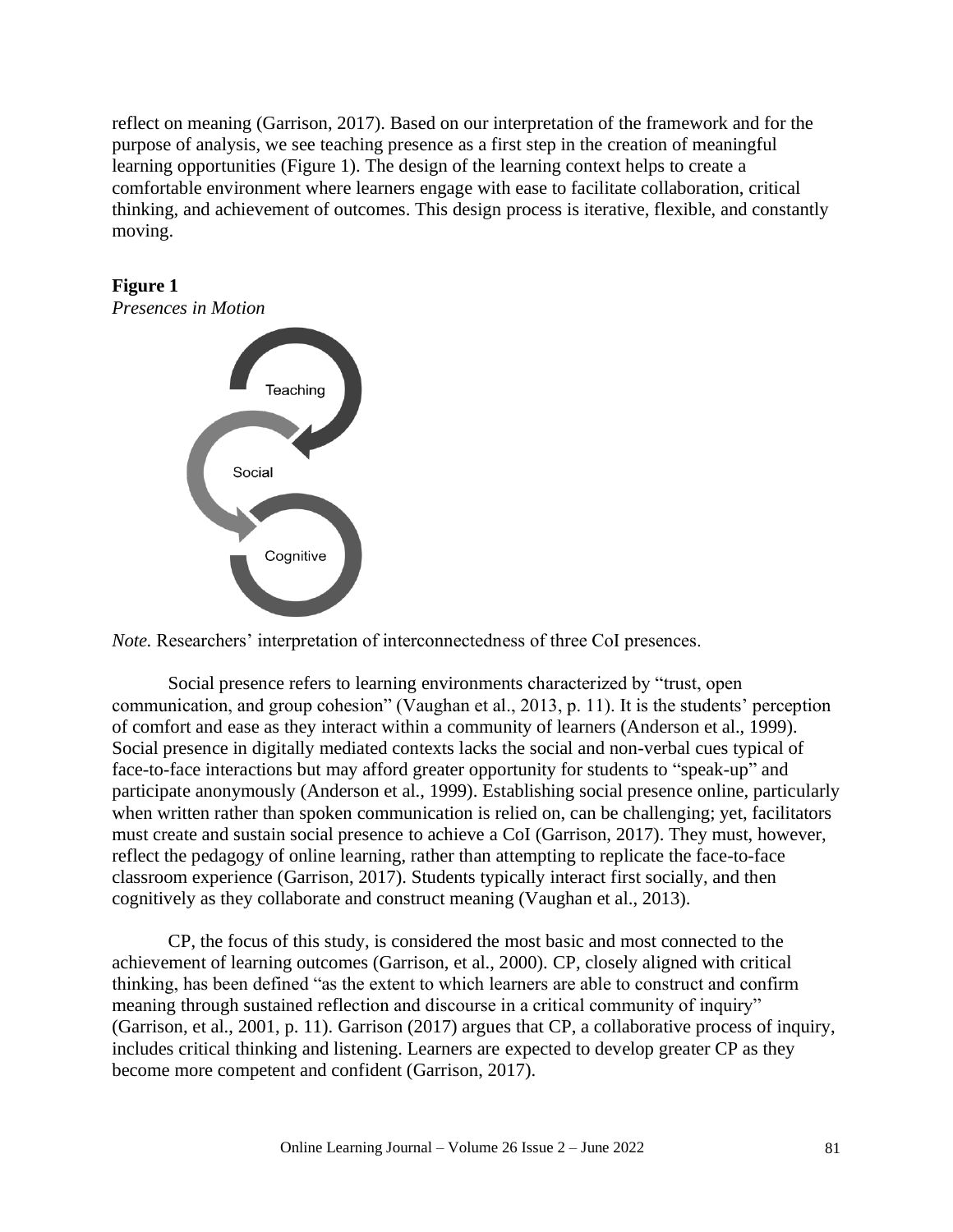reflect on meaning (Garrison, 2017). Based on our interpretation of the framework and for the purpose of analysis, we see teaching presence as a first step in the creation of meaningful learning opportunities (Figure 1). The design of the learning context helps to create a comfortable environment where learners engage with ease to facilitate collaboration, critical thinking, and achievement of outcomes. This design process is iterative, flexible, and constantly moving.

**Figure 1**

*Presences in Motion*

Teaching

Social

Cognitive

*Note.* Researchers' interpretation of interconnectedness of three CoI presences.

Social presence refers to learning environments characterized by "trust, open communication, and group cohesion" (Vaughan et al., 2013, p. 11). It is the students' perception of comfort and ease as they interact within a community of learners (Anderson et al., 1999). Social presence in digitally mediated contexts lacks the social and non-verbal cues typical of face-to-face interactions but may afford greater opportunity for students to "speak-up" and participate anonymously (Anderson et al., 1999). Establishing social presence online, particularly when written rather than spoken communication is relied on, can be challenging; yet, facilitators must create and sustain social presence to achieve a CoI (Garrison, 2017). They must, however, reflect the pedagogy of online learning, rather than attempting to replicate the face-to-face classroom experience (Garrison, 2017). Students typically interact first socially, and then cognitively as they collaborate and construct meaning (Vaughan et al., 2013).

CP, the focus of this study, is considered the most basic and most connected to the achievement of learning outcomes (Garrison, et al., 2000). CP, closely aligned with critical thinking, has been defined "as the extent to which learners are able to construct and confirm meaning through sustained reflection and discourse in a critical community of inquiry" (Garrison, et al., 2001, p. 11). Garrison (2017) argues that CP, a collaborative process of inquiry, includes critical thinking and listening. Learners are expected to develop greater CP as they become more competent and confident (Garrison, 2017).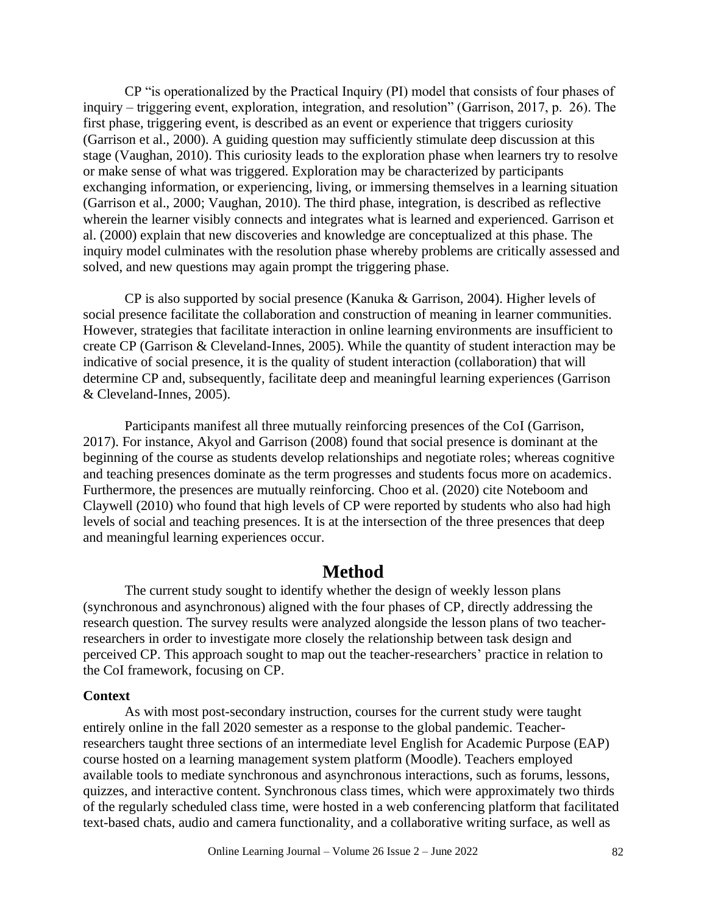CP "is operationalized by the Practical Inquiry (PI) model that consists of four phases of inquiry – triggering event, exploration, integration, and resolution" (Garrison, 2017, p. 26). The first phase, triggering event, is described as an event or experience that triggers curiosity (Garrison et al., 2000). A guiding question may sufficiently stimulate deep discussion at this stage (Vaughan, 2010). This curiosity leads to the exploration phase when learners try to resolve or make sense of what was triggered. Exploration may be characterized by participants exchanging information, or experiencing, living, or immersing themselves in a learning situation (Garrison et al., 2000; Vaughan, 2010). The third phase, integration, is described as reflective wherein the learner visibly connects and integrates what is learned and experienced. Garrison et al. (2000) explain that new discoveries and knowledge are conceptualized at this phase. The inquiry model culminates with the resolution phase whereby problems are critically assessed and solved, and new questions may again prompt the triggering phase.

CP is also supported by social presence (Kanuka & Garrison, 2004). Higher levels of social presence facilitate the collaboration and construction of meaning in learner communities. However, strategies that facilitate interaction in online learning environments are insufficient to create CP (Garrison & Cleveland-Innes, 2005). While the quantity of student interaction may be indicative of social presence, it is the quality of student interaction (collaboration) that will determine CP and, subsequently, facilitate deep and meaningful learning experiences (Garrison & Cleveland-Innes, 2005).

Participants manifest all three mutually reinforcing presences of the CoI (Garrison, 2017). For instance, Akyol and Garrison (2008) found that social presence is dominant at the beginning of the course as students develop relationships and negotiate roles; whereas cognitive and teaching presences dominate as the term progresses and students focus more on academics. Furthermore, the presences are mutually reinforcing. Choo et al. (2020) cite Noteboom and Claywell (2010) who found that high levels of CP were reported by students who also had high levels of social and teaching presences. It is at the intersection of the three presences that deep and meaningful learning experiences occur.

# Method

The current study sought to identify whether the design of weekly lesson plans (synchronous and asynchronous) aligned with the four phases of CP, directly addressing the research question. The survey results were analyzed alongside the lesson plans of two teacher-researchers in order to investigate more closely the relationship between task design and perceived CP. This approach sought to map out the teacher-researchers' practice in relation to the CoI framework, focusing on CP.

**Context**

As with most post-secondary instruction, courses for the current study were taught entirely online in the fall 2020 semester as a response to the global pandemic. Teacher-researchers taught three sections of an intermediate level English for Academic Purpose (EAP) course hosted on a learning management system platform (Moodle). Teachers employed available tools to mediate synchronous and asynchronous interactions, such as forums, lessons, quizzes, and interactive content. Synchronous class times, which were approximately two thirds of the regularly scheduled class time, were hosted in a web conferencing platform that facilitated text-based chats, audio and camera functionality, and a collaborative writing surface, as well as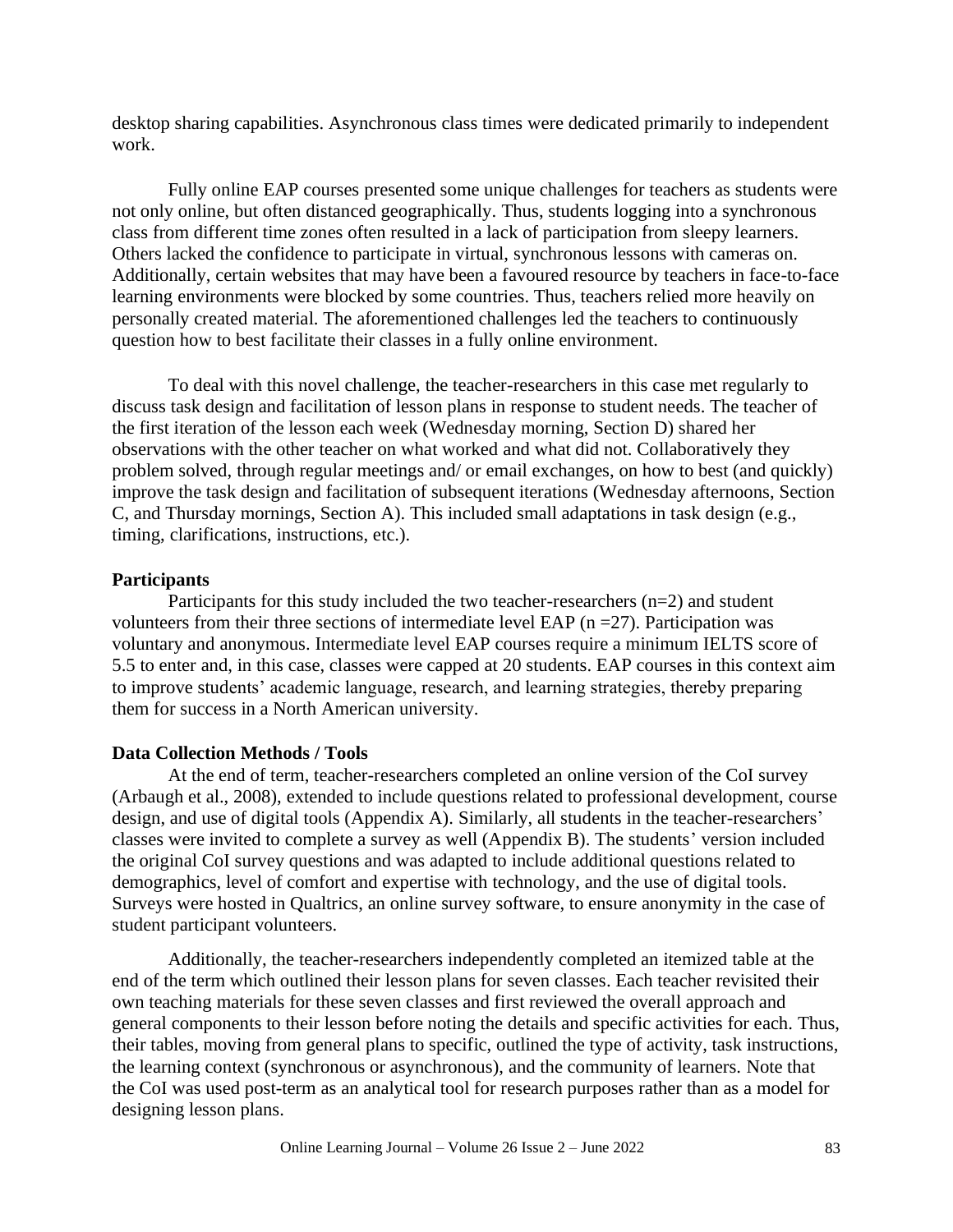desktop sharing capabilities. Asynchronous class times were dedicated primarily to independent work.

Fully online EAP courses presented some unique challenges for teachers as students were not only online, but often distanced geographically. Thus, students logging into a synchronous class from different time zones often resulted in a lack of participation from sleepy learners. Others lacked the confidence to participate in virtual, synchronous lessons with cameras on. Additionally, certain websites that may have been a favoured resource by teachers in face-to-face learning environments were blocked by some countries. Thus, teachers relied more heavily on personally created material. The aforementioned challenges led the teachers to continuously question how to best facilitate their classes in a fully online environment.

To deal with this novel challenge, the teacher-researchers in this case met regularly to discuss task design and facilitation of lesson plans in response to student needs. The teacher of the first iteration of the lesson each week (Wednesday morning, Section D) shared her observations with the other teacher on what worked and what did not. Collaboratively they problem solved, through regular meetings and/ or email exchanges, on how to best (and quickly) improve the task design and facilitation of subsequent iterations (Wednesday afternoons, Section C, and Thursday mornings, Section A). This included small adaptations in task design (e.g., timing, clarifications, instructions, etc.).

### Participants

Participants for this study included the two teacher-researchers (n=2) and student volunteers from their three sections of intermediate level EAP (n =27). Participation was voluntary and anonymous. Intermediate level EAP courses require a minimum IELTS score of 5.5 to enter and, in this case, classes were capped at 20 students. EAP courses in this context aim to improve students' academic language, research, and learning strategies, thereby preparing them for success in a North American university.

### Data Collection Methods / Tools

At the end of term, teacher-researchers completed an online version of the CoI survey (Arbaugh et al., 2008), extended to include questions related to professional development, course design, and use of digital tools (Appendix A). Similarly, all students in the teacher-researchers' classes were invited to complete a survey as well (Appendix B). The students' version included the original CoI survey questions and was adapted to include additional questions related to demographics, level of comfort and expertise with technology, and the use of digital tools. Surveys were hosted in Qualtrics, an online survey software, to ensure anonymity in the case of student participant volunteers.

Additionally, the teacher-researchers independently completed an itemized table at the end of the term which outlined their lesson plans for seven classes. Each teacher revisited their own teaching materials for these seven classes and first reviewed the overall approach and general components to their lesson before noting the details and specific activities for each. Thus, their tables, moving from general plans to specific, outlined the type of activity, task instructions, the learning context (synchronous or asynchronous), and the community of learners. Note that the CoI was used post-term as an analytical tool for research purposes rather than as a model for designing lesson plans.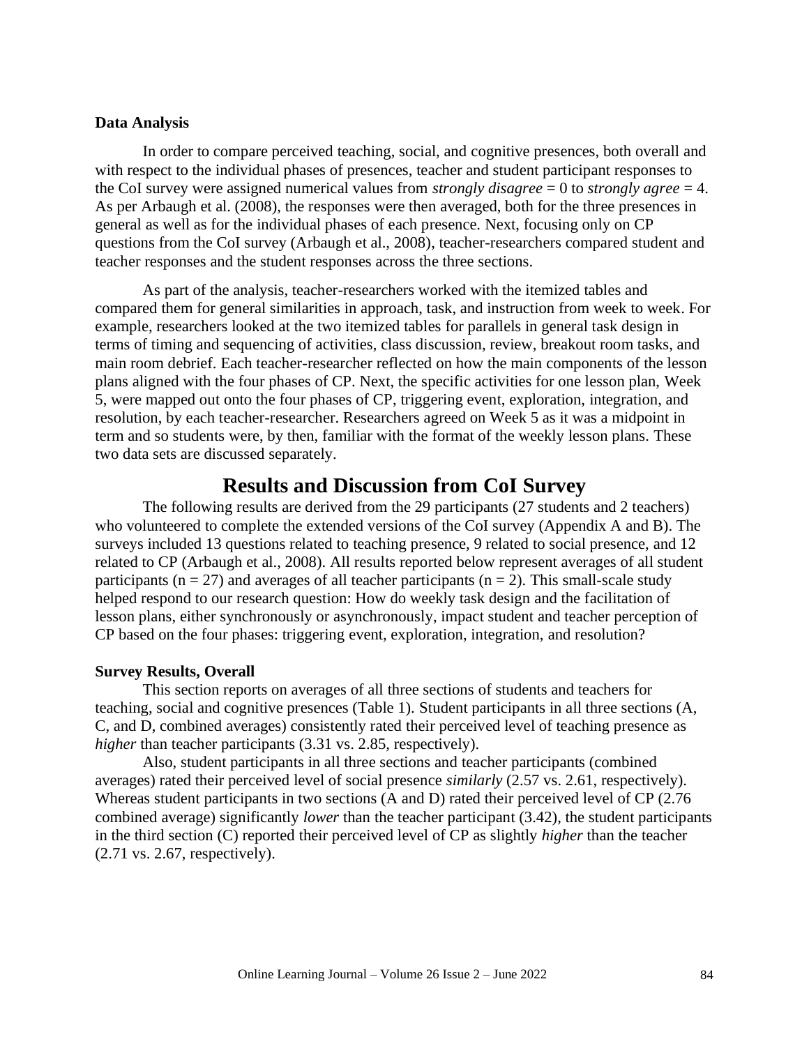### Data Analysis

In order to compare perceived teaching, social, and cognitive presences, both overall and with respect to the individual phases of presences, teacher and student participant responses to the CoI survey were assigned numerical values from *strongly disagree* = 0 to *strongly agree* = 4. As per Arbaugh et al. (2008), the responses were then averaged, both for the three presences in general as well as for the individual phases of each presence. Next, focusing only on CP questions from the CoI survey (Arbaugh et al., 2008), teacher-researchers compared student and teacher responses and the student responses across the three sections.

As part of the analysis, teacher-researchers worked with the itemized tables and compared them for general similarities in approach, task, and instruction from week to week. For example, researchers looked at the two itemized tables for parallels in general task design in terms of timing and sequencing of activities, class discussion, review, breakout room tasks, and main room debrief. Each teacher-researcher reflected on how the main components of the lesson plans aligned with the four phases of CP. Next, the specific activities for one lesson plan, Week 5, were mapped out onto the four phases of CP, triggering event, exploration, integration, and resolution, by each teacher-researcher. Researchers agreed on Week 5 as it was a midpoint in term and so students were, by then, familiar with the format of the weekly lesson plans. These two data sets are discussed separately.

## Results and Discussion from CoI Survey

The following results are derived from the 29 participants (27 students and 2 teachers) who volunteered to complete the extended versions of the CoI survey (Appendix A and B). The surveys included 13 questions related to teaching presence, 9 related to social presence, and 12 related to CP (Arbaugh et al., 2008). All results reported below represent averages of all student participants ($n = 27$) and averages of all teacher participants ($n = 2$). This small-scale study helped respond to our research question: How do weekly task design and the facilitation of lesson plans, either synchronously or asynchronously, impact student and teacher perception of CP based on the four phases: triggering event, exploration, integration, and resolution?

### Survey Results, Overall

This section reports on averages of all three sections of students and teachers for teaching, social and cognitive presences (Table 1). Student participants in all three sections (A, C, and D, combined averages) consistently rated their perceived level of teaching presence as *higher* than teacher participants (3.31 vs. 2.85, respectively).

Also, student participants in all three sections and teacher participants (combined averages) rated their perceived level of social presence *similarly* (2.57 vs. 2.61, respectively). Whereas student participants in two sections (A and D) rated their perceived level of CP (2.76 combined average) significantly *lower* than the teacher participant (3.42), the student participants in the third section (C) reported their perceived level of CP as slightly *higher* than the teacher (2.71 vs. 2.67, respectively).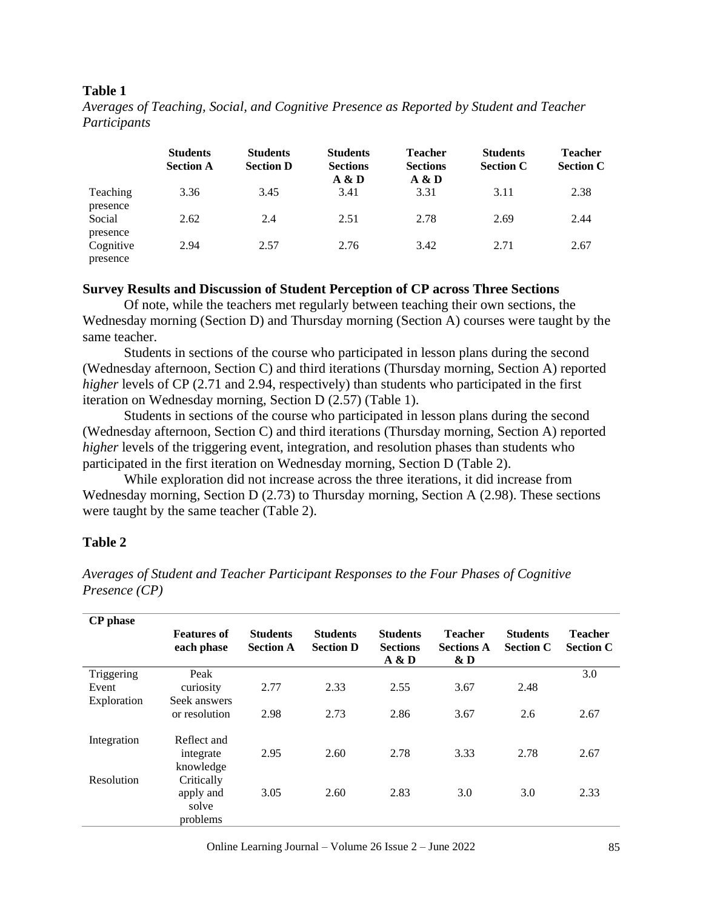**Table 1**

*Averages of Teaching, Social, and Cognitive Presence as Reported by Student and Teacher Participants*

| | Students Section A | Students Section D | Students Sections A & D | Teacher Sections A & D | Students Section C | Teacher Section C |
|---|---|---|---|---|---|---|
| Teaching presence | 3.36 | 3.45 | 3.41 | 3.31 | 3.11 | 2.38 |
| Social presence | 2.62 | 2.4 | 2.51 | 2.78 | 2.69 | 2.44 |
| Cognitive presence | 2.94 | 2.57 | 2.76 | 3.42 | 2.71 | 2.67 |

## Survey Results and Discussion of Student Perception of CP across Three Sections

Of note, while the teachers met regularly between teaching their own sections, the Wednesday morning (Section D) and Thursday morning (Section A) courses were taught by the same teacher.

Students in sections of the course who participated in lesson plans during the second (Wednesday afternoon, Section C) and third iterations (Thursday morning, Section A) reported *higher* levels of CP (2.71 and 2.94, respectively) than students who participated in the first iteration on Wednesday morning, Section D (2.57) (Table 1).

Students in sections of the course who participated in lesson plans during the second (Wednesday afternoon, Section C) and third iterations (Thursday morning, Section A) reported *higher* levels of the triggering event, integration, and resolution phases than students who participated in the first iteration on Wednesday morning, Section D (Table 2).

While exploration did not increase across the three iterations, it did increase from Wednesday morning, Section D (2.73) to Thursday morning, Section A (2.98). These sections were taught by the same teacher (Table 2).

**Table 2**

*Averages of Student and Teacher Participant Responses to the Four Phases of Cognitive Presence (CP)*

| CP phase | Features of each phase | Students Section A | Students Section D | Students Sections A & D | Teacher Sections A & D | Students Section C | Teacher Section C |
|---|---|---|---|---|---|---|---|
| Triggering Event | Peak curiosity | 2.77 | 2.33 | 2.55 | 3.67 | 2.48 | 3.0 |
| Exploration | Seek answers or resolution | 2.98 | 2.73 | 2.86 | 3.67 | 2.6 | 2.67 |
| Integration | Reflect and integrate knowledge | 2.95 | 2.60 | 2.78 | 3.33 | 2.78 | 2.67 |
| Resolution | Critically apply and solve problems | 3.05 | 2.60 | 2.83 | 3.0 | 3.0 | 2.33 |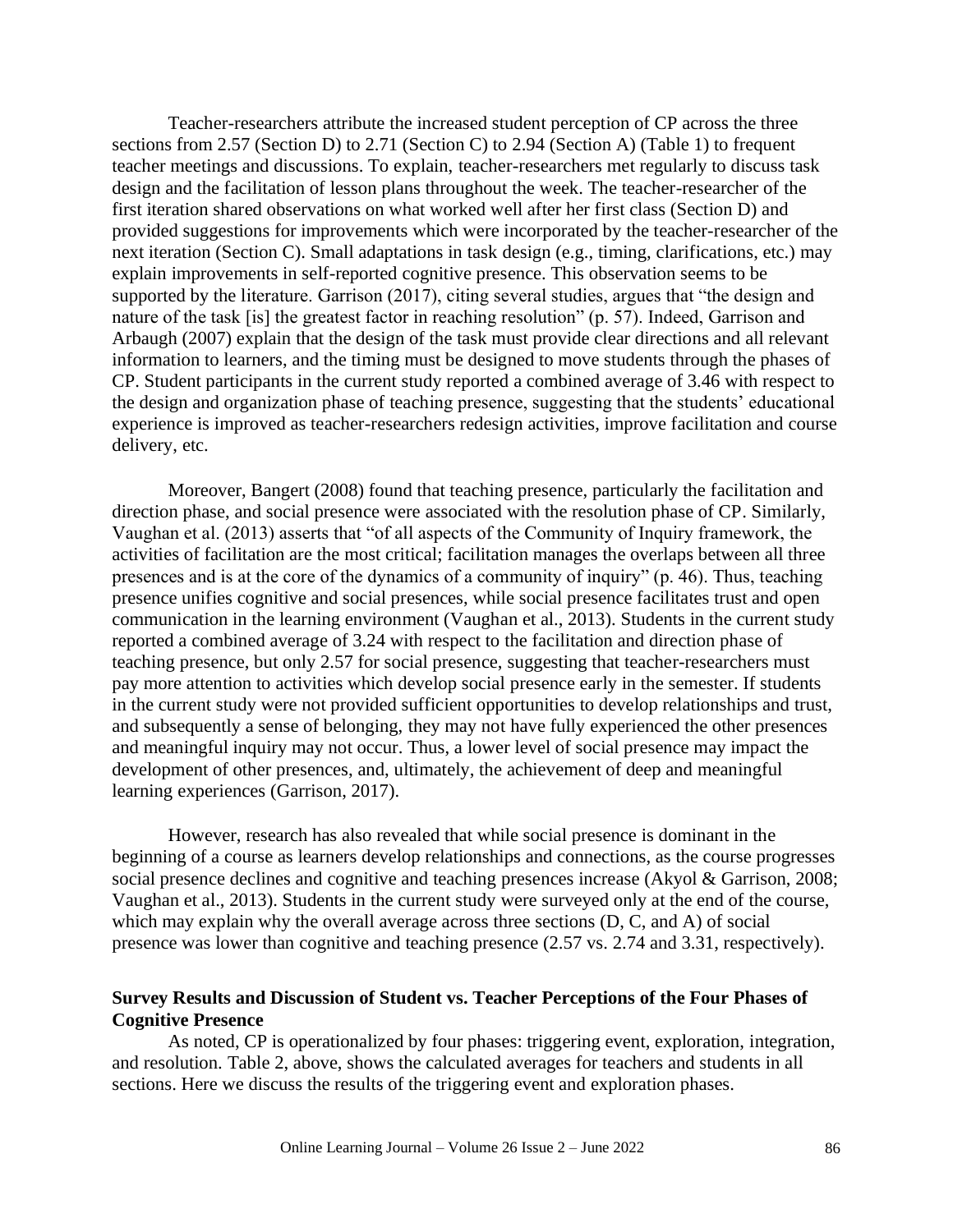Teacher-researchers attribute the increased student perception of CP across the three sections from 2.57 (Section D) to 2.71 (Section C) to 2.94 (Section A) (Table 1) to frequent teacher meetings and discussions. To explain, teacher-researchers met regularly to discuss task design and the facilitation of lesson plans throughout the week. The teacher-researcher of the first iteration shared observations on what worked well after her first class (Section D) and provided suggestions for improvements which were incorporated by the teacher-researcher of the next iteration (Section C). Small adaptations in task design (e.g., timing, clarifications, etc.) may explain improvements in self-reported cognitive presence. This observation seems to be supported by the literature. Garrison (2017), citing several studies, argues that "the design and nature of the task [is] the greatest factor in reaching resolution" (p. 57). Indeed, Garrison and Arbaugh (2007) explain that the design of the task must provide clear directions and all relevant information to learners, and the timing must be designed to move students through the phases of CP. Student participants in the current study reported a combined average of 3.46 with respect to the design and organization phase of teaching presence, suggesting that the students' educational experience is improved as teacher-researchers redesign activities, improve facilitation and course delivery, etc.

Moreover, Bangert (2008) found that teaching presence, particularly the facilitation and direction phase, and social presence were associated with the resolution phase of CP. Similarly, Vaughan et al. (2013) asserts that "of all aspects of the Community of Inquiry framework, the activities of facilitation are the most critical; facilitation manages the overlaps between all three presences and is at the core of the dynamics of a community of inquiry" (p. 46). Thus, teaching presence unifies cognitive and social presences, while social presence facilitates trust and open communication in the learning environment (Vaughan et al., 2013). Students in the current study reported a combined average of 3.24 with respect to the facilitation and direction phase of teaching presence, but only 2.57 for social presence, suggesting that teacher-researchers must pay more attention to activities which develop social presence early in the semester. If students in the current study were not provided sufficient opportunities to develop relationships and trust, and subsequently a sense of belonging, they may not have fully experienced the other presences and meaningful inquiry may not occur. Thus, a lower level of social presence may impact the development of other presences, and, ultimately, the achievement of deep and meaningful learning experiences (Garrison, 2017).

However, research has also revealed that while social presence is dominant in the beginning of a course as learners develop relationships and connections, as the course progresses social presence declines and cognitive and teaching presences increase (Akyol & Garrison, 2008; Vaughan et al., 2013). Students in the current study were surveyed only at the end of the course, which may explain why the overall average across three sections (D, C, and A) of social presence was lower than cognitive and teaching presence (2.57 vs. 2.74 and 3.31, respectively).

### Survey Results and Discussion of Student vs. Teacher Perceptions of the Four Phases of Cognitive Presence

As noted, CP is operationalized by four phases: triggering event, exploration, integration, and resolution. Table 2, above, shows the calculated averages for teachers and students in all sections. Here we discuss the results of the triggering event and exploration phases.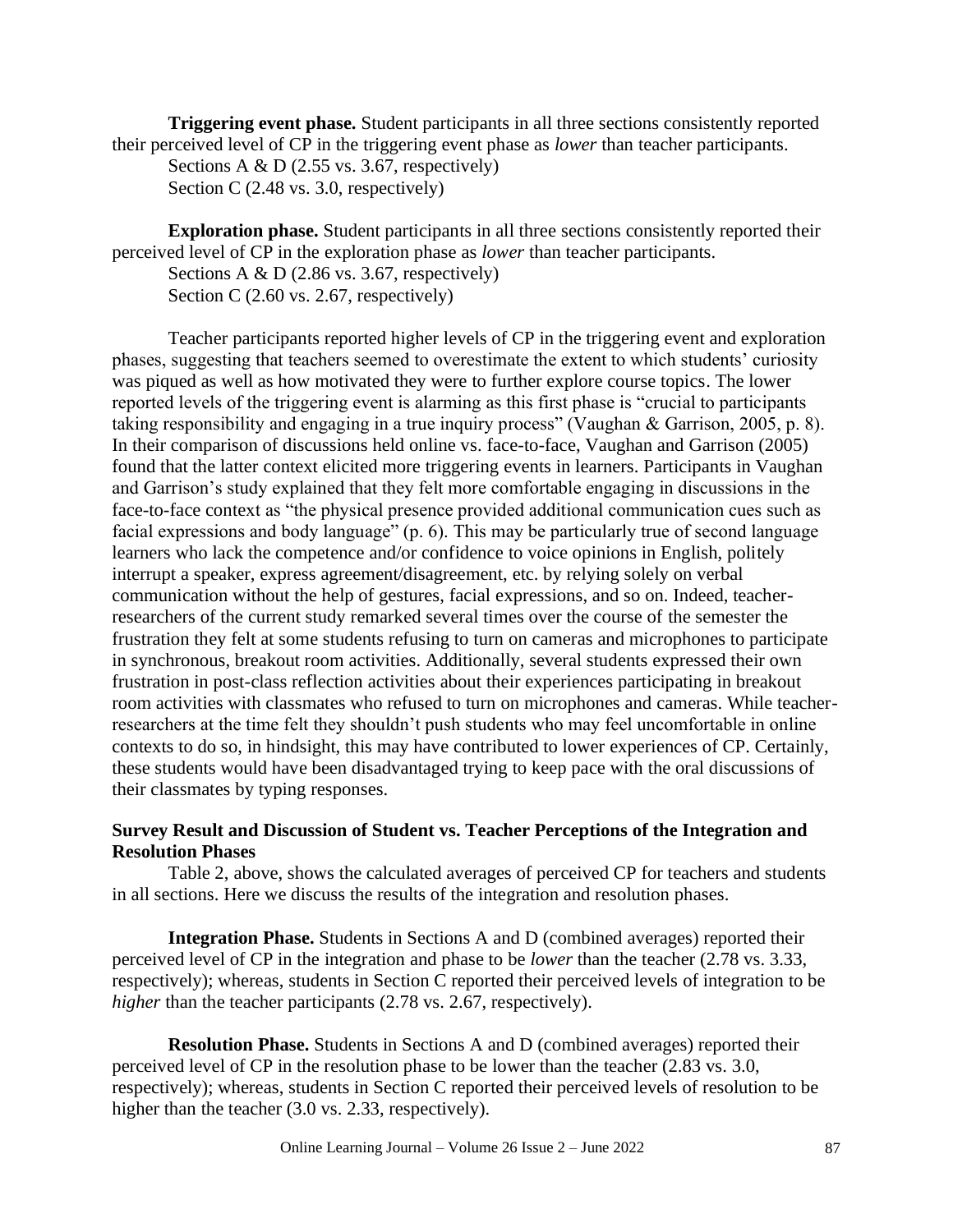**Triggering event phase.** Student participants in all three sections consistently reported their perceived level of CP in the triggering event phase as *lower* than teacher participants.

Sections A & D (2.55 vs. 3.67, respectively)
Section C (2.48 vs. 3.0, respectively)

**Exploration phase.** Student participants in all three sections consistently reported their perceived level of CP in the exploration phase as *lower* than teacher participants.

Sections A & D (2.86 vs. 3.67, respectively)
Section C (2.60 vs. 2.67, respectively)

Teacher participants reported higher levels of CP in the triggering event and exploration phases, suggesting that teachers seemed to overestimate the extent to which students' curiosity was piqued as well as how motivated they were to further explore course topics. The lower reported levels of the triggering event is alarming as this first phase is "crucial to participants taking responsibility and engaging in a true inquiry process" (Vaughan & Garrison, 2005, p. 8). In their comparison of discussions held online vs. face-to-face, Vaughan and Garrison (2005) found that the latter context elicited more triggering events in learners. Participants in Vaughan and Garrison's study explained that they felt more comfortable engaging in discussions in the face-to-face context as "the physical presence provided additional communication cues such as facial expressions and body language" (p. 6). This may be particularly true of second language learners who lack the competence and/or confidence to voice opinions in English, politely interrupt a speaker, express agreement/disagreement, etc. by relying solely on verbal communication without the help of gestures, facial expressions, and so on. Indeed, teacher-researchers of the current study remarked several times over the course of the semester the frustration they felt at some students refusing to turn on cameras and microphones to participate in synchronous, breakout room activities. Additionally, several students expressed their own frustration in post-class reflection activities about their experiences participating in breakout room activities with classmates who refused to turn on microphones and cameras. While teacher-researchers at the time felt they shouldn't push students who may feel uncomfortable in online contexts to do so, in hindsight, this may have contributed to lower experiences of CP. Certainly, these students would have been disadvantaged trying to keep pace with the oral discussions of their classmates by typing responses.

### Survey Result and Discussion of Student vs. Teacher Perceptions of the Integration and Resolution Phases

Table 2, above, shows the calculated averages of perceived CP for teachers and students in all sections. Here we discuss the results of the integration and resolution phases.

**Integration Phase.** Students in Sections A and D (combined averages) reported their perceived level of CP in the integration and phase to be *lower* than the teacher (2.78 vs. 3.33, respectively); whereas, students in Section C reported their perceived levels of integration to be *higher* than the teacher participants (2.78 vs. 2.67, respectively).

**Resolution Phase.** Students in Sections A and D (combined averages) reported their perceived level of CP in the resolution phase to be lower than the teacher (2.83 vs. 3.0, respectively); whereas, students in Section C reported their perceived levels of resolution to be higher than the teacher (3.0 vs. 2.33, respectively).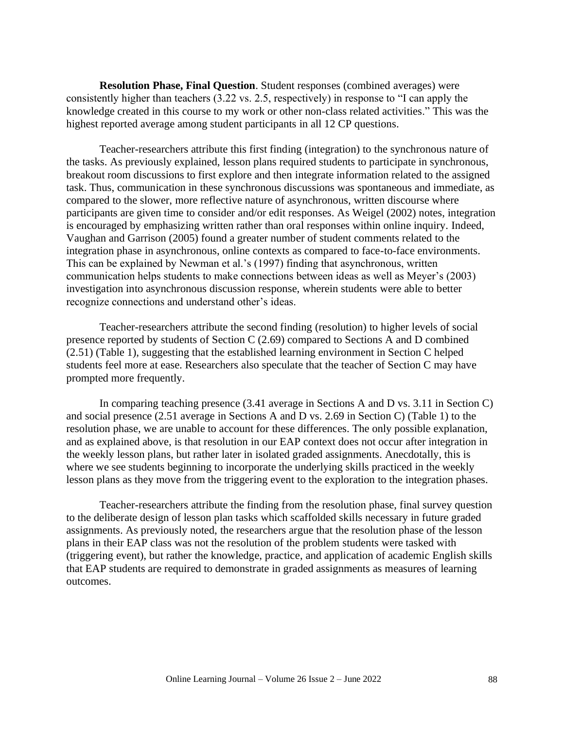**Resolution Phase, Final Question**. Student responses (combined averages) were consistently higher than teachers (3.22 vs. 2.5, respectively) in response to "I can apply the knowledge created in this course to my work or other non-class related activities." This was the highest reported average among student participants in all 12 CP questions.

Teacher-researchers attribute this first finding (integration) to the synchronous nature of the tasks. As previously explained, lesson plans required students to participate in synchronous, breakout room discussions to first explore and then integrate information related to the assigned task. Thus, communication in these synchronous discussions was spontaneous and immediate, as compared to the slower, more reflective nature of asynchronous, written discourse where participants are given time to consider and/or edit responses. As Weigel (2002) notes, integration is encouraged by emphasizing written rather than oral responses within online inquiry. Indeed, Vaughan and Garrison (2005) found a greater number of student comments related to the integration phase in asynchronous, online contexts as compared to face-to-face environments. This can be explained by Newman et al.'s (1997) finding that asynchronous, written communication helps students to make connections between ideas as well as Meyer's (2003) investigation into asynchronous discussion response, wherein students were able to better recognize connections and understand other's ideas.

Teacher-researchers attribute the second finding (resolution) to higher levels of social presence reported by students of Section C (2.69) compared to Sections A and D combined (2.51) (Table 1), suggesting that the established learning environment in Section C helped students feel more at ease. Researchers also speculate that the teacher of Section C may have prompted more frequently.

In comparing teaching presence (3.41 average in Sections A and D vs. 3.11 in Section C) and social presence (2.51 average in Sections A and D vs. 2.69 in Section C) (Table 1) to the resolution phase, we are unable to account for these differences. The only possible explanation, and as explained above, is that resolution in our EAP context does not occur after integration in the weekly lesson plans, but rather later in isolated graded assignments. Anecdotally, this is where we see students beginning to incorporate the underlying skills practiced in the weekly lesson plans as they move from the triggering event to the exploration to the integration phases.

Teacher-researchers attribute the finding from the resolution phase, final survey question to the deliberate design of lesson plan tasks which scaffolded skills necessary in future graded assignments. As previously noted, the researchers argue that the resolution phase of the lesson plans in their EAP class was not the resolution of the problem students were tasked with (triggering event), but rather the knowledge, practice, and application of academic English skills that EAP students are required to demonstrate in graded assignments as measures of learning outcomes.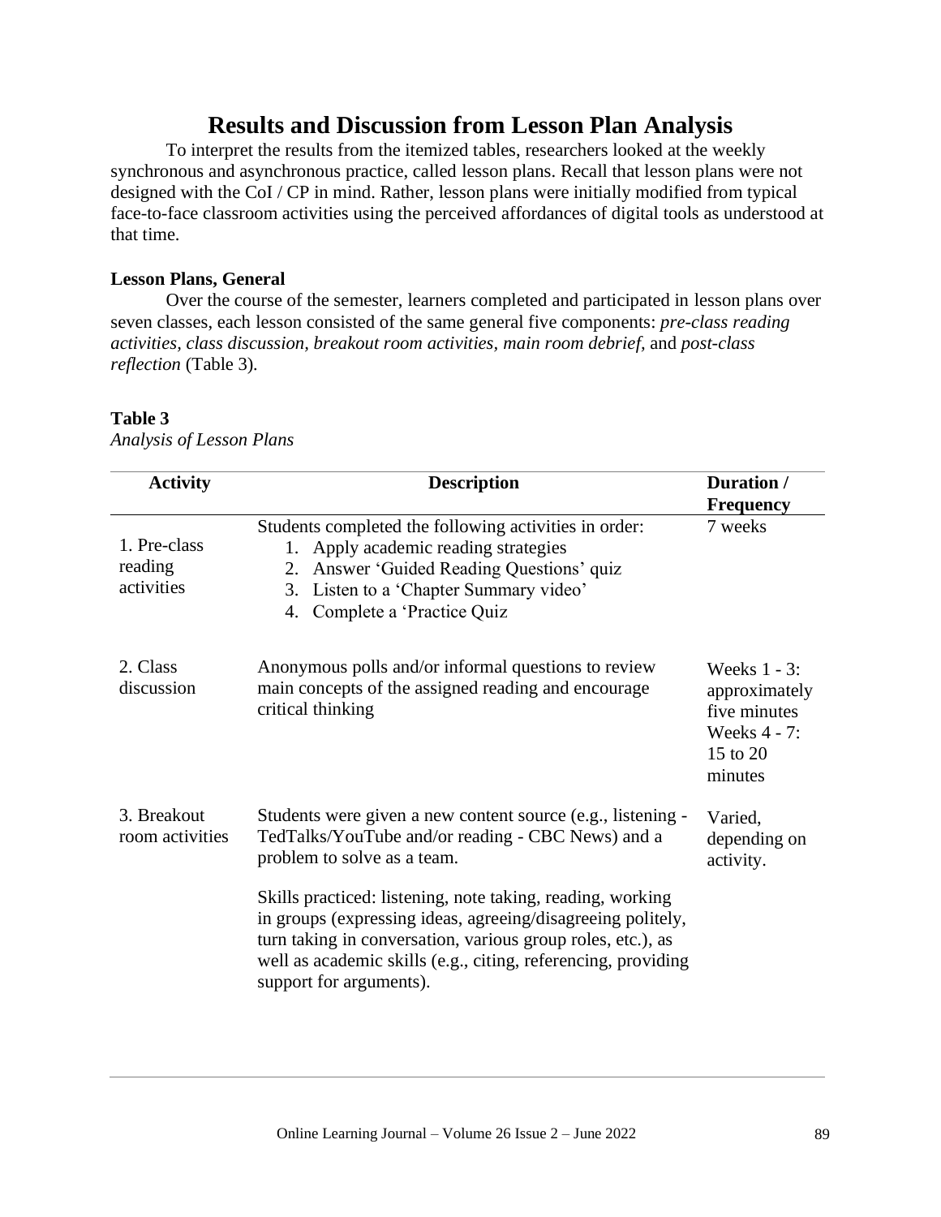# Results and Discussion from Lesson Plan Analysis

To interpret the results from the itemized tables, researchers looked at the weekly synchronous and asynchronous practice, called lesson plans. Recall that lesson plans were not designed with the CoI / CP in mind. Rather, lesson plans were initially modified from typical face-to-face classroom activities using the perceived affordances of digital tools as understood at that time.

### Lesson Plans, General

Over the course of the semester, learners completed and participated in lesson plans over seven classes, each lesson consisted of the same general five components: *pre-class reading activities, class discussion, breakout room activities, main room debrief,* and *post-class reflection* (Table 3).

**Table 3**

*Analysis of Lesson Plans*

| Activity | Description | Duration / Frequency |
|---|---|---|
| 1. Pre-class reading activities | Students completed the following activities in order:<br>1. Apply academic reading strategies<br>2. Answer 'Guided Reading Questions' quiz<br>3. Listen to a 'Chapter Summary video'<br>4. Complete a 'Practice Quiz | 7 weeks |
| 2. Class discussion | Anonymous polls and/or informal questions to review main concepts of the assigned reading and encourage critical thinking | Weeks 1 - 3: approximately five minutes<br>Weeks 4 - 7: 15 to 20 minutes |
| 3. Breakout room activities | Students were given a new content source (e.g., listening - TedTalks/YouTube and/or reading - CBC News) and a problem to solve as a team.<br><br>Skills practiced: listening, note taking, reading, working in groups (expressing ideas, agreeing/disagreeing politely, turn taking in conversation, various group roles, etc.), as well as academic skills (e.g., citing, referencing, providing support for arguments). | Varied, depending on activity. |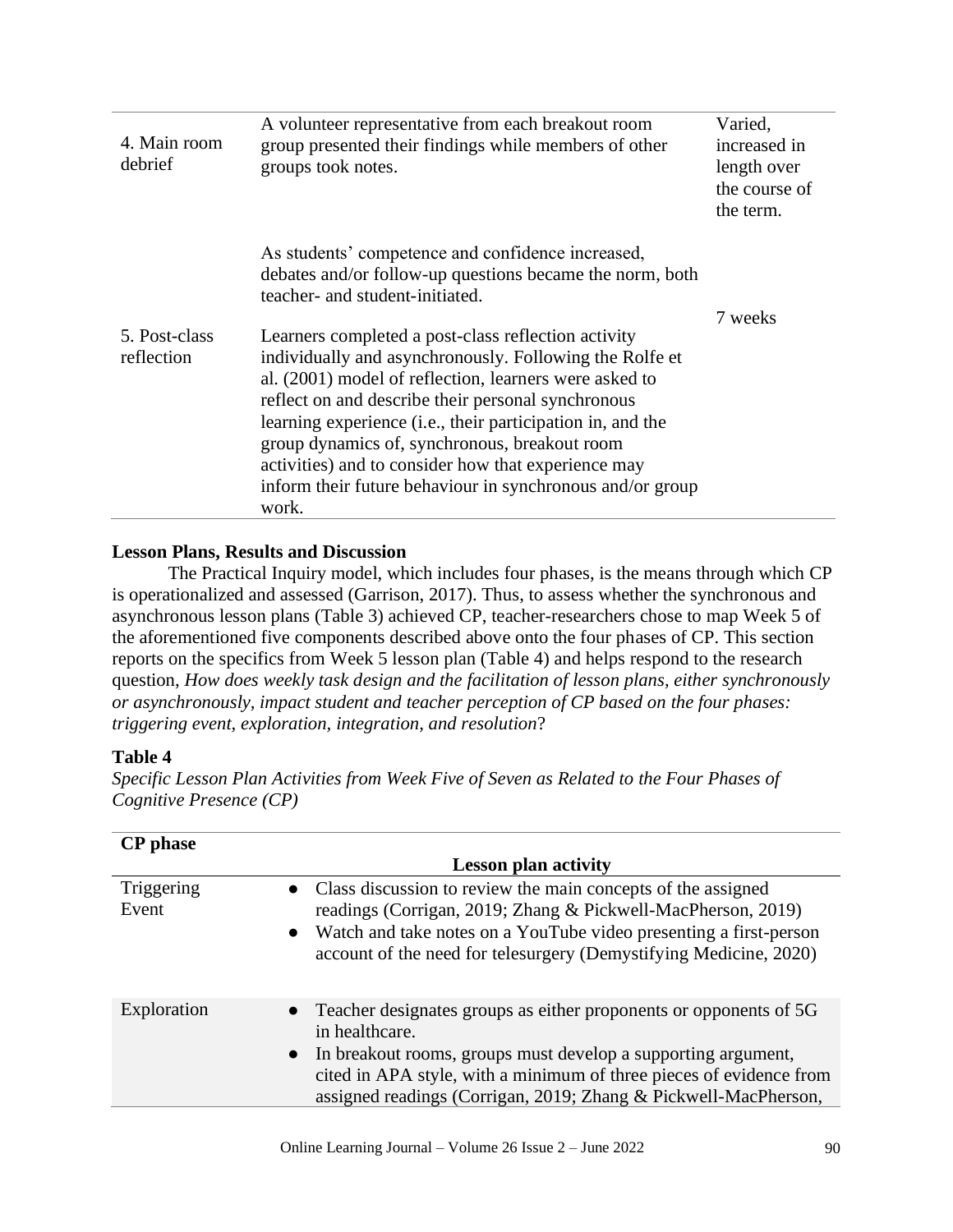| | | |
|---|---|---|
| 4. Main room debrief | A volunteer representative from each breakout room group presented their findings while members of other groups took notes.<br><br>As students' competence and confidence increased, debates and/or follow-up questions became the norm, both teacher- and student-initiated. | Varied, increased in length over the course of the term. |
| 5. Post-class reflection | Learners completed a post-class reflection activity individually and asynchronously. Following the Rolfe et al. (2001) model of reflection, learners were asked to reflect on and describe their personal synchronous learning experience (i.e., their participation in, and the group dynamics of, synchronous, breakout room activities) and to consider how that experience may inform their future behaviour in synchronous and/or group work. | 7 weeks |

## Lesson Plans, Results and Discussion

The Practical Inquiry model, which includes four phases, is the means through which CP is operationalized and assessed (Garrison, 2017). Thus, to assess whether the synchronous and asynchronous lesson plans (Table 3) achieved CP, teacher-researchers chose to map Week 5 of the aforementioned five components described above onto the four phases of CP. This section reports on the specifics from Week 5 lesson plan (Table 4) and helps respond to the research question, *How does weekly task design and the facilitation of lesson plans, either synchronously or asynchronously, impact student and teacher perception of CP based on the four phases: triggering event, exploration, integration, and resolution*?

**Table 4**

*Specific Lesson Plan Activities from Week Five of Seven as Related to the Four Phases of Cognitive Presence (CP)*

| CP phase | Lesson plan activity |
|---|---|
| Triggering Event | • Class discussion to review the main concepts of the assigned readings (Corrigan, 2019; Zhang & Pickwell-MacPherson, 2019)<br>• Watch and take notes on a YouTube video presenting a first-person account of the need for telesurgery (Demystifying Medicine, 2020) |
| Exploration | • Teacher designates groups as either proponents or opponents of 5G in healthcare.<br>• In breakout rooms, groups must develop a supporting argument, cited in APA style, with a minimum of three pieces of evidence from assigned readings (Corrigan, 2019; Zhang & Pickwell-MacPherson, |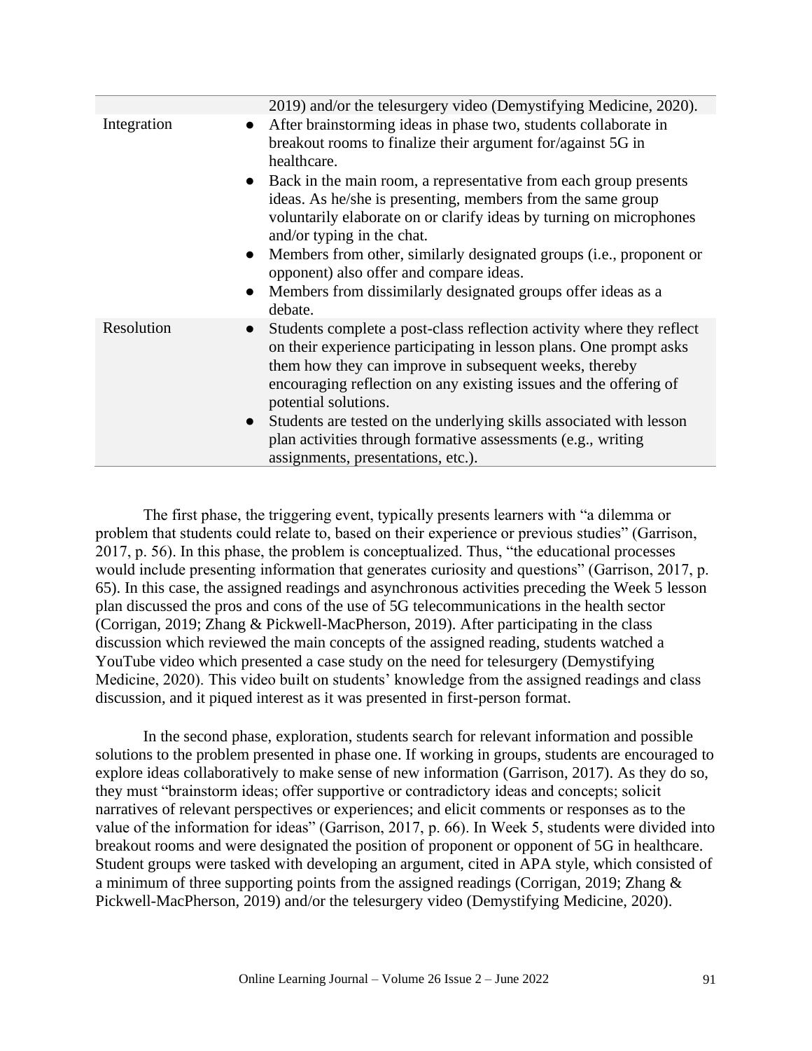| | |
|---|---|
| | 2019) and/or the telesurgery video (Demystifying Medicine, 2020). |
| Integration | • After brainstorming ideas in phase two, students collaborate in breakout rooms to finalize their argument for/against 5G in healthcare.<br>• Back in the main room, a representative from each group presents ideas. As he/she is presenting, members from the same group voluntarily elaborate on or clarify ideas by turning on microphones and/or typing in the chat.<br>• Members from other, similarly designated groups (i.e., proponent or opponent) also offer and compare ideas.<br>• Members from dissimilarly designated groups offer ideas as a debate. |
| Resolution | • Students complete a post-class reflection activity where they reflect on their experience participating in lesson plans. One prompt asks them how they can improve in subsequent weeks, thereby encouraging reflection on any existing issues and the offering of potential solutions.<br>• Students are tested on the underlying skills associated with lesson plan activities through formative assessments (e.g., writing assignments, presentations, etc.). |

The first phase, the triggering event, typically presents learners with "a dilemma or problem that students could relate to, based on their experience or previous studies" (Garrison, 2017, p. 56). In this phase, the problem is conceptualized. Thus, "the educational processes would include presenting information that generates curiosity and questions" (Garrison, 2017, p. 65). In this case, the assigned readings and asynchronous activities preceding the Week 5 lesson plan discussed the pros and cons of the use of 5G telecommunications in the health sector (Corrigan, 2019; Zhang & Pickwell-MacPherson, 2019). After participating in the class discussion which reviewed the main concepts of the assigned reading, students watched a YouTube video which presented a case study on the need for telesurgery (Demystifying Medicine, 2020). This video built on students' knowledge from the assigned readings and class discussion, and it piqued interest as it was presented in first-person format.

In the second phase, exploration, students search for relevant information and possible solutions to the problem presented in phase one. If working in groups, students are encouraged to explore ideas collaboratively to make sense of new information (Garrison, 2017). As they do so, they must "brainstorm ideas; offer supportive or contradictory ideas and concepts; solicit narratives of relevant perspectives or experiences; and elicit comments or responses as to the value of the information for ideas" (Garrison, 2017, p. 66). In Week 5, students were divided into breakout rooms and were designated the position of proponent or opponent of 5G in healthcare. Student groups were tasked with developing an argument, cited in APA style, which consisted of a minimum of three supporting points from the assigned readings (Corrigan, 2019; Zhang & Pickwell-MacPherson, 2019) and/or the telesurgery video (Demystifying Medicine, 2020).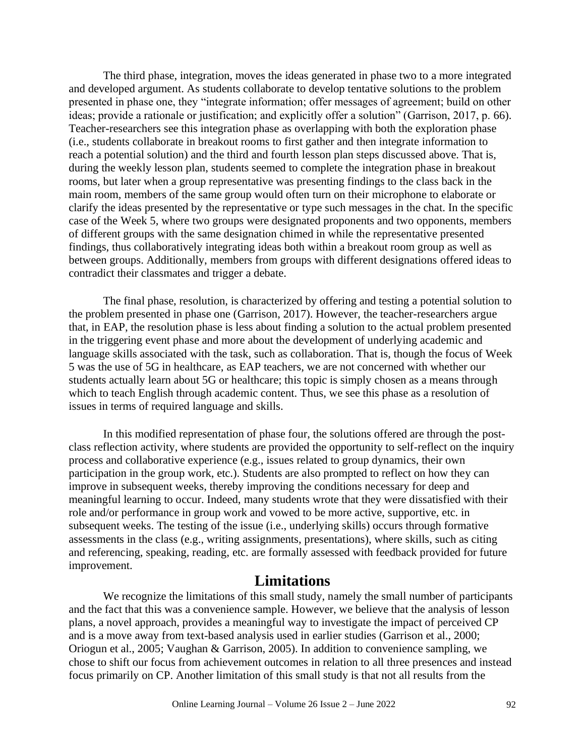The third phase, integration, moves the ideas generated in phase two to a more integrated and developed argument. As students collaborate to develop tentative solutions to the problem presented in phase one, they "integrate information; offer messages of agreement; build on other ideas; provide a rationale or justification; and explicitly offer a solution" (Garrison, 2017, p. 66). Teacher-researchers see this integration phase as overlapping with both the exploration phase (i.e., students collaborate in breakout rooms to first gather and then integrate information to reach a potential solution) and the third and fourth lesson plan steps discussed above. That is, during the weekly lesson plan, students seemed to complete the integration phase in breakout rooms, but later when a group representative was presenting findings to the class back in the main room, members of the same group would often turn on their microphone to elaborate or clarify the ideas presented by the representative or type such messages in the chat. In the specific case of the Week 5, where two groups were designated proponents and two opponents, members of different groups with the same designation chimed in while the representative presented findings, thus collaboratively integrating ideas both within a breakout room group as well as between groups. Additionally, members from groups with different designations offered ideas to contradict their classmates and trigger a debate.

The final phase, resolution, is characterized by offering and testing a potential solution to the problem presented in phase one (Garrison, 2017). However, the teacher-researchers argue that, in EAP, the resolution phase is less about finding a solution to the actual problem presented in the triggering event phase and more about the development of underlying academic and language skills associated with the task, such as collaboration. That is, though the focus of Week 5 was the use of 5G in healthcare, as EAP teachers, we are not concerned with whether our students actually learn about 5G or healthcare; this topic is simply chosen as a means through which to teach English through academic content. Thus, we see this phase as a resolution of issues in terms of required language and skills.

In this modified representation of phase four, the solutions offered are through the post-class reflection activity, where students are provided the opportunity to self-reflect on the inquiry process and collaborative experience (e.g., issues related to group dynamics, their own participation in the group work, etc.). Students are also prompted to reflect on how they can improve in subsequent weeks, thereby improving the conditions necessary for deep and meaningful learning to occur. Indeed, many students wrote that they were dissatisfied with their role and/or performance in group work and vowed to be more active, supportive, etc. in subsequent weeks. The testing of the issue (i.e., underlying skills) occurs through formative assessments in the class (e.g., writing assignments, presentations), where skills, such as citing and referencing, speaking, reading, etc. are formally assessed with feedback provided for future improvement.

## Limitations

We recognize the limitations of this small study, namely the small number of participants and the fact that this was a convenience sample. However, we believe that the analysis of lesson plans, a novel approach, provides a meaningful way to investigate the impact of perceived CP and is a move away from text-based analysis used in earlier studies (Garrison et al., 2000; Oriogun et al., 2005; Vaughan & Garrison, 2005). In addition to convenience sampling, we chose to shift our focus from achievement outcomes in relation to all three presences and instead focus primarily on CP. Another limitation of this small study is that not all results from the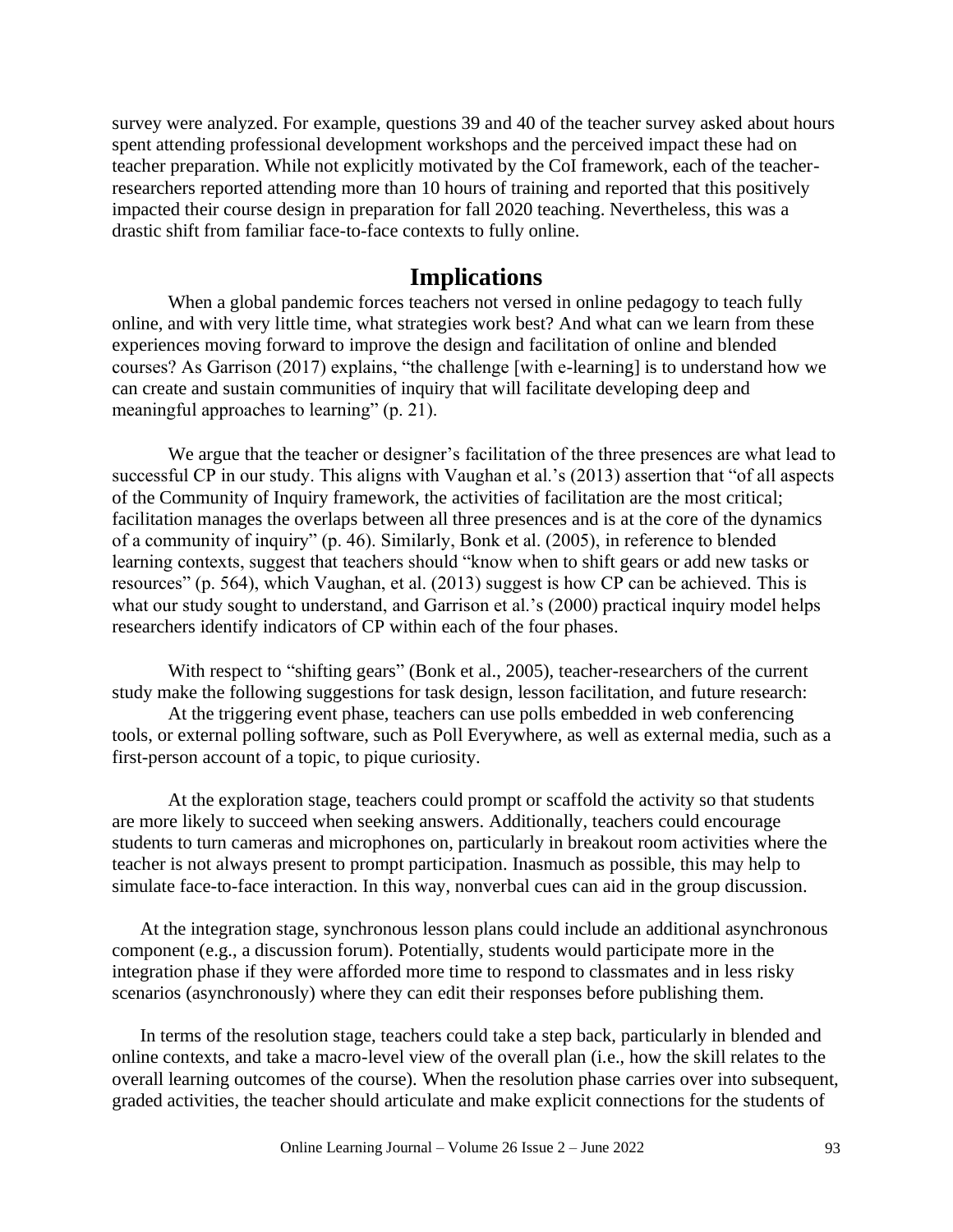survey were analyzed. For example, questions 39 and 40 of the teacher survey asked about hours spent attending professional development workshops and the perceived impact these had on teacher preparation. While not explicitly motivated by the CoI framework, each of the teacher-researchers reported attending more than 10 hours of training and reported that this positively impacted their course design in preparation for fall 2020 teaching. Nevertheless, this was a drastic shift from familiar face-to-face contexts to fully online.

## Implications

When a global pandemic forces teachers not versed in online pedagogy to teach fully online, and with very little time, what strategies work best? And what can we learn from these experiences moving forward to improve the design and facilitation of online and blended courses? As Garrison (2017) explains, "the challenge [with e-learning] is to understand how we can create and sustain communities of inquiry that will facilitate developing deep and meaningful approaches to learning" (p. 21).

We argue that the teacher or designer's facilitation of the three presences are what lead to successful CP in our study. This aligns with Vaughan et al.'s (2013) assertion that "of all aspects of the Community of Inquiry framework, the activities of facilitation are the most critical; facilitation manages the overlaps between all three presences and is at the core of the dynamics of a community of inquiry" (p. 46). Similarly, Bonk et al. (2005), in reference to blended learning contexts, suggest that teachers should "know when to shift gears or add new tasks or resources" (p. 564), which Vaughan, et al. (2013) suggest is how CP can be achieved. This is what our study sought to understand, and Garrison et al.'s (2000) practical inquiry model helps researchers identify indicators of CP within each of the four phases.

With respect to "shifting gears" (Bonk et al., 2005), teacher-researchers of the current study make the following suggestions for task design, lesson facilitation, and future research:

At the triggering event phase, teachers can use polls embedded in web conferencing tools, or external polling software, such as Poll Everywhere, as well as external media, such as a first-person account of a topic, to pique curiosity.

At the exploration stage, teachers could prompt or scaffold the activity so that students are more likely to succeed when seeking answers. Additionally, teachers could encourage students to turn cameras and microphones on, particularly in breakout room activities where the teacher is not always present to prompt participation. Inasmuch as possible, this may help to simulate face-to-face interaction. In this way, nonverbal cues can aid in the group discussion.

At the integration stage, synchronous lesson plans could include an additional asynchronous component (e.g., a discussion forum). Potentially, students would participate more in the integration phase if they were afforded more time to respond to classmates and in less risky scenarios (asynchronously) where they can edit their responses before publishing them.

In terms of the resolution stage, teachers could take a step back, particularly in blended and online contexts, and take a macro-level view of the overall plan (i.e., how the skill relates to the overall learning outcomes of the course). When the resolution phase carries over into subsequent, graded activities, the teacher should articulate and make explicit connections for the students of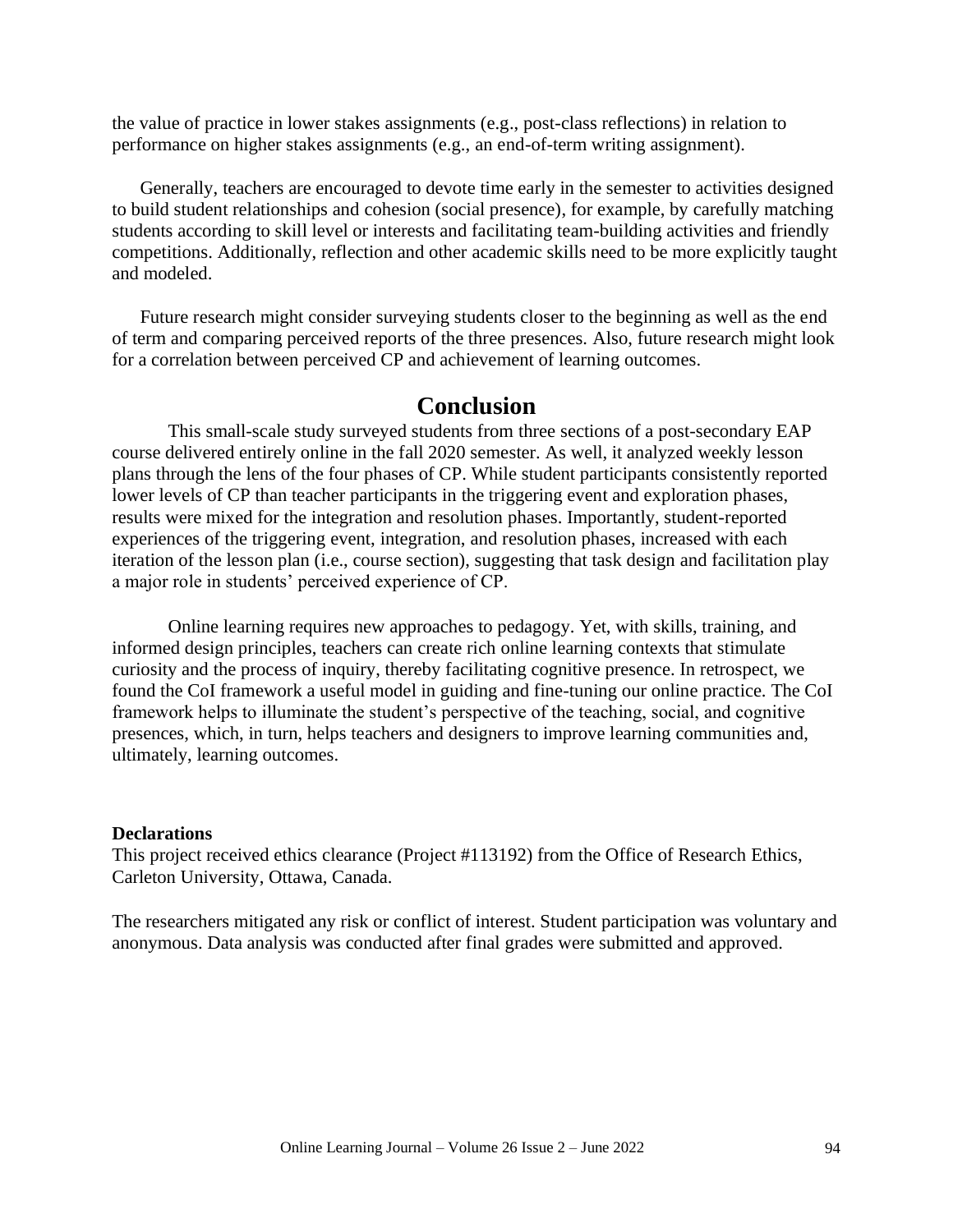the value of practice in lower stakes assignments (e.g., post-class reflections) in relation to performance on higher stakes assignments (e.g., an end-of-term writing assignment).

Generally, teachers are encouraged to devote time early in the semester to activities designed to build student relationships and cohesion (social presence), for example, by carefully matching students according to skill level or interests and facilitating team-building activities and friendly competitions. Additionally, reflection and other academic skills need to be more explicitly taught and modeled.

Future research might consider surveying students closer to the beginning as well as the end of term and comparing perceived reports of the three presences. Also, future research might look for a correlation between perceived CP and achievement of learning outcomes.

## Conclusion

This small-scale study surveyed students from three sections of a post-secondary EAP course delivered entirely online in the fall 2020 semester. As well, it analyzed weekly lesson plans through the lens of the four phases of CP. While student participants consistently reported lower levels of CP than teacher participants in the triggering event and exploration phases, results were mixed for the integration and resolution phases. Importantly, student-reported experiences of the triggering event, integration, and resolution phases, increased with each iteration of the lesson plan (i.e., course section), suggesting that task design and facilitation play a major role in students' perceived experience of CP.

Online learning requires new approaches to pedagogy. Yet, with skills, training, and informed design principles, teachers can create rich online learning contexts that stimulate curiosity and the process of inquiry, thereby facilitating cognitive presence. In retrospect, we found the CoI framework a useful model in guiding and fine-tuning our online practice. The CoI framework helps to illuminate the student's perspective of the teaching, social, and cognitive presences, which, in turn, helps teachers and designers to improve learning communities and, ultimately, learning outcomes.

**Declarations**

This project received ethics clearance (Project #113192) from the Office of Research Ethics, Carleton University, Ottawa, Canada.

The researchers mitigated any risk or conflict of interest. Student participation was voluntary and anonymous. Data analysis was conducted after final grades were submitted and approved.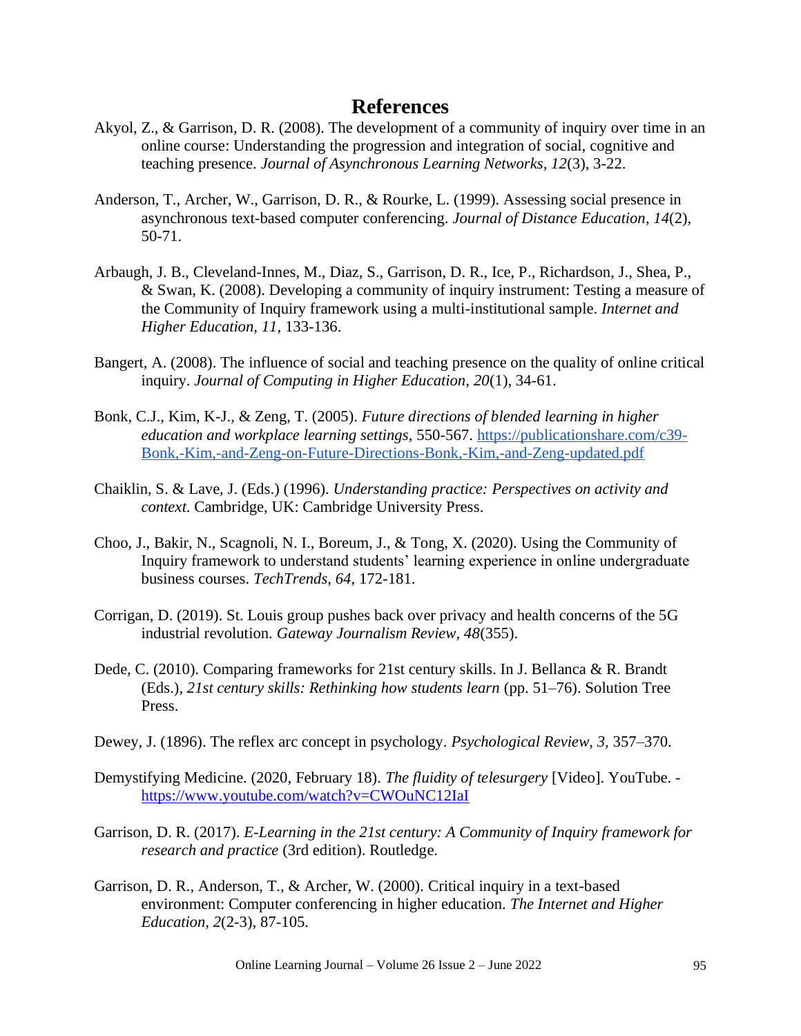## References

Akyol, Z., & Garrison, D. R. (2008). The development of a community of inquiry over time in an online course: Understanding the progression and integration of social, cognitive and teaching presence. *Journal of Asynchronous Learning Networks*, *12*(3), 3-22.

Anderson, T., Archer, W., Garrison, D. R., & Rourke, L. (1999). Assessing social presence in asynchronous text-based computer conferencing. *Journal of Distance Education*, *14*(2), 50-71.

Arbaugh, J. B., Cleveland-Innes, M., Diaz, S., Garrison, D. R., Ice, P., Richardson, J., Shea, P., & Swan, K. (2008). Developing a community of inquiry instrument: Testing a measure of the Community of Inquiry framework using a multi-institutional sample. *Internet and Higher Education*, *11*, 133-136.

Bangert, A. (2008). The influence of social and teaching presence on the quality of online critical inquiry. *Journal of Computing in Higher Education*, *20*(1), 34-61.

Bonk, C.J., Kim, K-J., & Zeng, T. (2005). *Future directions of blended learning in higher education and workplace learning settings*, 550-567. [https://publicationshare.com/c39-Bonk,-Kim,-and-Zeng-on-Future-Directions-Bonk,-Kim,-and-Zeng-updated.pdf](https://publicationshare.com/c39-Bonk,-Kim,-and-Zeng-on-Future-Directions-Bonk,-Kim,-and-Zeng-updated.pdf)

Chaiklin, S. & Lave, J. (Eds.) (1996). *Understanding practice: Perspectives on activity and context*. Cambridge, UK: Cambridge University Press.

Choo, J., Bakir, N., Scagnoli, N. I., Boreum, J., & Tong, X. (2020). Using the Community of Inquiry framework to understand students' learning experience in online undergraduate business courses. *TechTrends*, *64*, 172-181.

Corrigan, D. (2019). St. Louis group pushes back over privacy and health concerns of the 5G industrial revolution. *Gateway Journalism Review*, *48*(355).

Dede, C. (2010). Comparing frameworks for 21st century skills. In J. Bellanca & R. Brandt (Eds.), *21st century skills: Rethinking how students learn* (pp. 51–76). Solution Tree Press.

Dewey, J. (1896). The reflex arc concept in psychology. *Psychological Review*, *3*, 357–370.

Demystifying Medicine. (2020, February 18). *The fluidity of telesurgery* [Video]. YouTube. - [https://www.youtube.com/watch?v=CWOuNC12IaI](https://www.youtube.com/watch?v=CWOuNC12IaI)

Garrison, D. R. (2017). *E-Learning in the 21st century: A Community of Inquiry framework for research and practice* (3rd edition). Routledge.

Garrison, D. R., Anderson, T., & Archer, W. (2000). Critical inquiry in a text-based environment: Computer conferencing in higher education. *The Internet and Higher Education*, *2*(2-3), 87-105.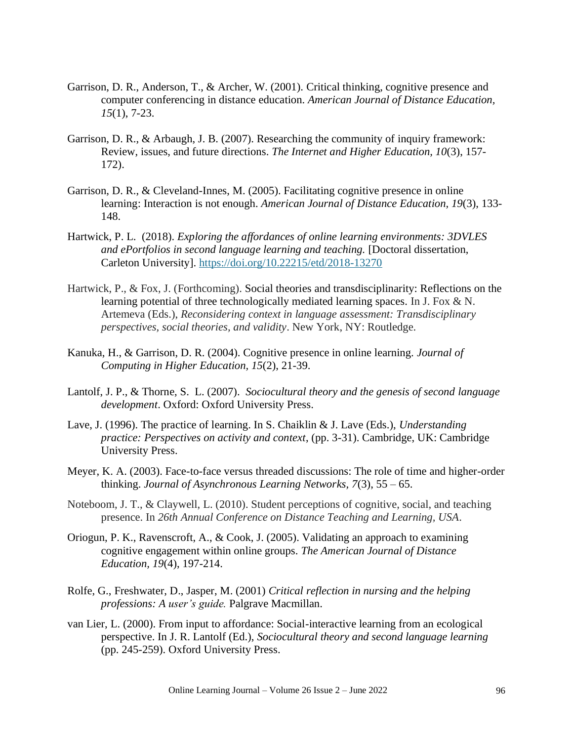Garrison, D. R., Anderson, T., & Archer, W. (2001). Critical thinking, cognitive presence and computer conferencing in distance education. *American Journal of Distance Education, 15*(1), 7-23.

Garrison, D. R., & Arbaugh, J. B. (2007). Researching the community of inquiry framework: Review, issues, and future directions. *The Internet and Higher Education, 10*(3), 157-172).

Garrison, D. R., & Cleveland-Innes, M. (2005). Facilitating cognitive presence in online learning: Interaction is not enough. *American Journal of Distance Education, 19*(3), 133-148.

Hartwick, P. L. (2018). *Exploring the affordances of online learning environments: 3DVLES and ePortfolios in second language learning and teaching.* [Doctoral dissertation, Carleton University]. https://doi.org/10.22215/etd/2018-13270

Hartwick, P., & Fox, J. (Forthcoming). Social theories and transdisciplinarity: Reflections on the learning potential of three technologically mediated learning spaces. In J. Fox & N. Artemeva (Eds.), *Reconsidering context in language assessment: Transdisciplinary perspectives, social theories, and validity*. New York, NY: Routledge.

Kanuka, H., & Garrison, D. R. (2004). Cognitive presence in online learning. *Journal of Computing in Higher Education, 15*(2), 21-39.

Lantolf, J. P., & Thorne, S. L. (2007). *Sociocultural theory and the genesis of second language development*. Oxford: Oxford University Press.

Lave, J. (1996). The practice of learning. In S. Chaiklin & J. Lave (Eds.), *Understanding practice: Perspectives on activity and context*, (pp. 3-31). Cambridge, UK: Cambridge University Press.

Meyer, K. A. (2003). Face-to-face versus threaded discussions: The role of time and higher-order thinking. *Journal of Asynchronous Learning Networks, 7*(3), 55 – 65.

Noteboom, J. T., & Claywell, L. (2010). Student perceptions of cognitive, social, and teaching presence. In *26th Annual Conference on Distance Teaching and Learning, USA*.

Oriogun, P. K., Ravenscroft, A., & Cook, J. (2005). Validating an approach to examining cognitive engagement within online groups. *The American Journal of Distance Education, 19*(4), 197-214.

Rolfe, G., Freshwater, D., Jasper, M. (2001) *Critical reflection in nursing and the helping professions: A user's guide.* Palgrave Macmillan.

van Lier, L. (2000). From input to affordance: Social-interactive learning from an ecological perspective. In J. R. Lantolf (Ed.), *Sociocultural theory and second language learning* (pp. 245-259). Oxford University Press.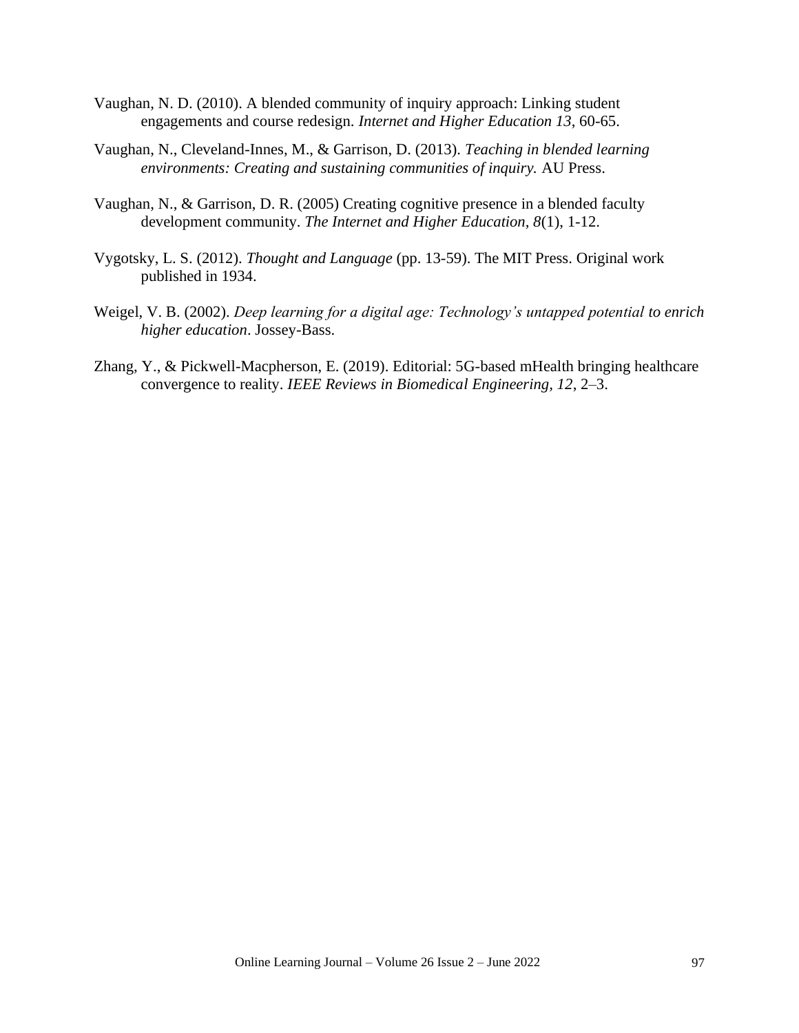Vaughan, N. D. (2010). A blended community of inquiry approach: Linking student engagements and course redesign. *Internet and Higher Education 13*, 60-65.

Vaughan, N., Cleveland-Innes, M., & Garrison, D. (2013). *Teaching in blended learning environments: Creating and sustaining communities of inquiry.* AU Press.

Vaughan, N., & Garrison, D. R. (2005) Creating cognitive presence in a blended faculty development community. *The Internet and Higher Education*, *8*(1), 1-12.

Vygotsky, L. S. (2012). *Thought and Language* (pp. 13-59). The MIT Press. Original work published in 1934.

Weigel, V. B. (2002). *Deep learning for a digital age: Technology's untapped potential to enrich higher education*. Jossey-Bass.

Zhang, Y., & Pickwell-Macpherson, E. (2019). Editorial: 5G-based mHealth bringing healthcare convergence to reality. *IEEE Reviews in Biomedical Engineering*, *12*, 2–3.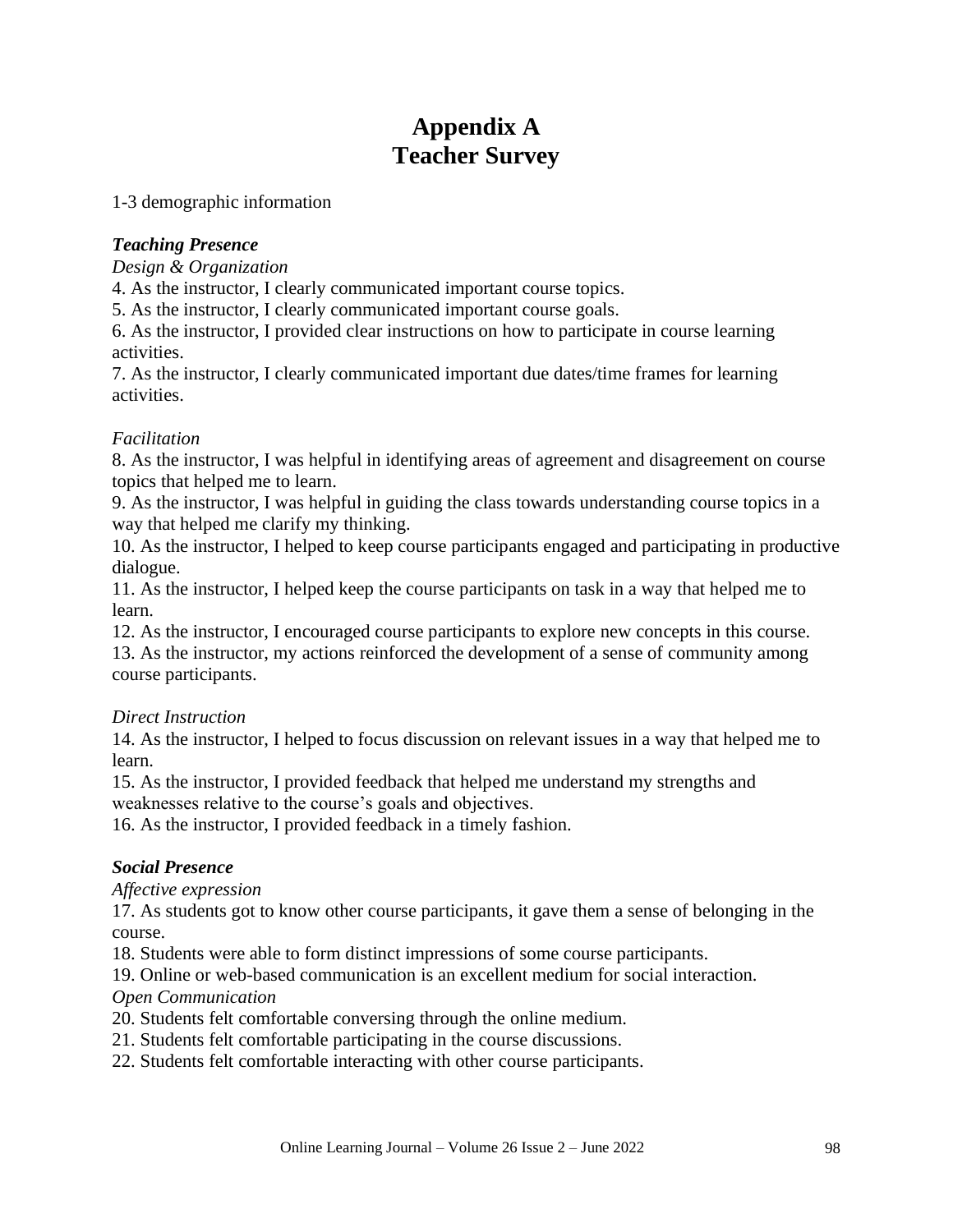# Appendix A
# Teacher Survey

1-3 demographic information

***Teaching Presence***

*Design & Organization*

4. As the instructor, I clearly communicated important course topics.
5. As the instructor, I clearly communicated important course goals.
6. As the instructor, I provided clear instructions on how to participate in course learning activities.
7. As the instructor, I clearly communicated important due dates/time frames for learning activities.

*Facilitation*

8. As the instructor, I was helpful in identifying areas of agreement and disagreement on course topics that helped me to learn.
9. As the instructor, I was helpful in guiding the class towards understanding course topics in a way that helped me clarify my thinking.
10. As the instructor, I helped to keep course participants engaged and participating in productive dialogue.
11. As the instructor, I helped keep the course participants on task in a way that helped me to learn.
12. As the instructor, I encouraged course participants to explore new concepts in this course.
13. As the instructor, my actions reinforced the development of a sense of community among course participants.

*Direct Instruction*

14. As the instructor, I helped to focus discussion on relevant issues in a way that helped me to learn.
15. As the instructor, I provided feedback that helped me understand my strengths and weaknesses relative to the course's goals and objectives.
16. As the instructor, I provided feedback in a timely fashion.

***Social Presence***

*Affective expression*

17. As students got to know other course participants, it gave them a sense of belonging in the course.
18. Students were able to form distinct impressions of some course participants.
19. Online or web-based communication is an excellent medium for social interaction.

*Open Communication*

20. Students felt comfortable conversing through the online medium.
21. Students felt comfortable participating in the course discussions.
22. Students felt comfortable interacting with other course participants.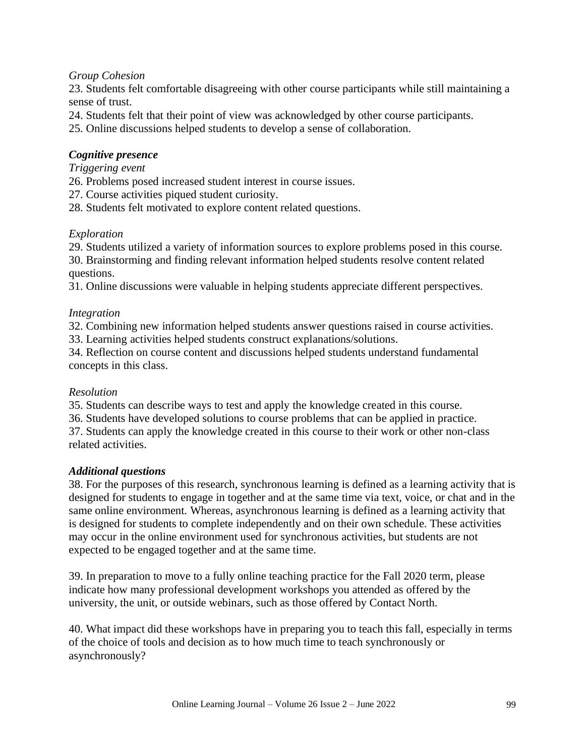*Group Cohesion*

23. Students felt comfortable disagreeing with other course participants while still maintaining a sense of trust.
24. Students felt that their point of view was acknowledged by other course participants.
25. Online discussions helped students to develop a sense of collaboration.

***Cognitive presence***

*Triggering event*

26. Problems posed increased student interest in course issues.
27. Course activities piqued student curiosity.
28. Students felt motivated to explore content related questions.

*Exploration*

29. Students utilized a variety of information sources to explore problems posed in this course.
30. Brainstorming and finding relevant information helped students resolve content related questions.
31. Online discussions were valuable in helping students appreciate different perspectives.

*Integration*

32. Combining new information helped students answer questions raised in course activities.
33. Learning activities helped students construct explanations/solutions.
34. Reflection on course content and discussions helped students understand fundamental concepts in this class.

*Resolution*

35. Students can describe ways to test and apply the knowledge created in this course.
36. Students have developed solutions to course problems that can be applied in practice.
37. Students can apply the knowledge created in this course to their work or other non-class related activities.

***Additional questions***

38. For the purposes of this research, synchronous learning is defined as a learning activity that is designed for students to engage in together and at the same time via text, voice, or chat and in the same online environment. Whereas, asynchronous learning is defined as a learning activity that is designed for students to complete independently and on their own schedule. These activities may occur in the online environment used for synchronous activities, but students are not expected to be engaged together and at the same time.

39. In preparation to move to a fully online teaching practice for the Fall 2020 term, please indicate how many professional development workshops you attended as offered by the university, the unit, or outside webinars, such as those offered by Contact North.

40. What impact did these workshops have in preparing you to teach this fall, especially in terms of the choice of tools and decision as to how much time to teach synchronously or asynchronously?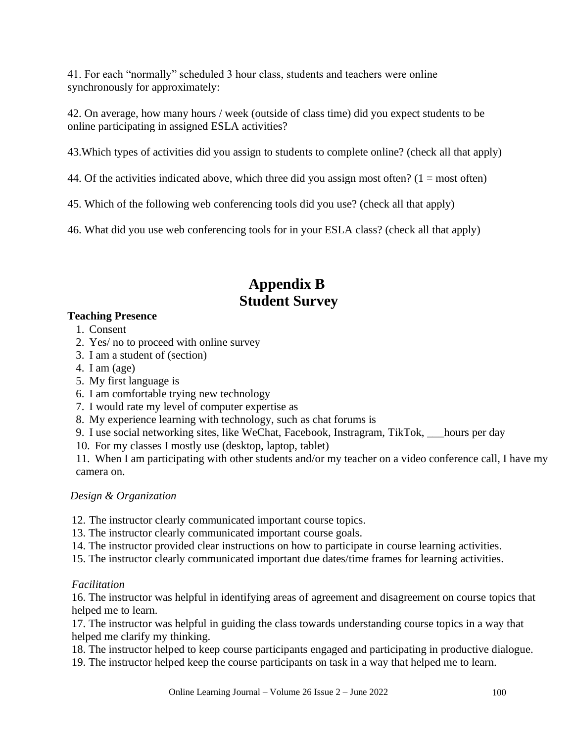41. For each “normally” scheduled 3 hour class, students and teachers were online synchronously for approximately:

42. On average, how many hours / week (outside of class time) did you expect students to be online participating in assigned ESLA activities?

43.Which types of activities did you assign to students to complete online? (check all that apply)

44. Of the activities indicated above, which three did you assign most often? (1 = most often)

45. Which of the following web conferencing tools did you use? (check all that apply)

46. What did you use web conferencing tools for in your ESLA class? (check all that apply)

# Appendix B
# Student Survey

**Teaching Presence**

1. Consent
2. Yes/ no to proceed with online survey
3. I am a student of (section)
4. I am (age)
5. My first language is
6. I am comfortable trying new technology
7. I would rate my level of computer expertise as
8. My experience learning with technology, such as chat forums is
9. I use social networking sites, like WeChat, Facebook, Instragram, TikTok, ___hours per day
10. For my classes I mostly use (desktop, laptop, tablet)
11. When I am participating with other students and/or my teacher on a video conference call, I have my camera on.

*Design & Organization*

12. The instructor clearly communicated important course topics.
13. The instructor clearly communicated important course goals.
14. The instructor provided clear instructions on how to participate in course learning activities.
15. The instructor clearly communicated important due dates/time frames for learning activities.

*Facilitation*

16. The instructor was helpful in identifying areas of agreement and disagreement on course topics that helped me to learn.
17. The instructor was helpful in guiding the class towards understanding course topics in a way that helped me clarify my thinking.
18. The instructor helped to keep course participants engaged and participating in productive dialogue.
19. The instructor helped keep the course participants on task in a way that helped me to learn.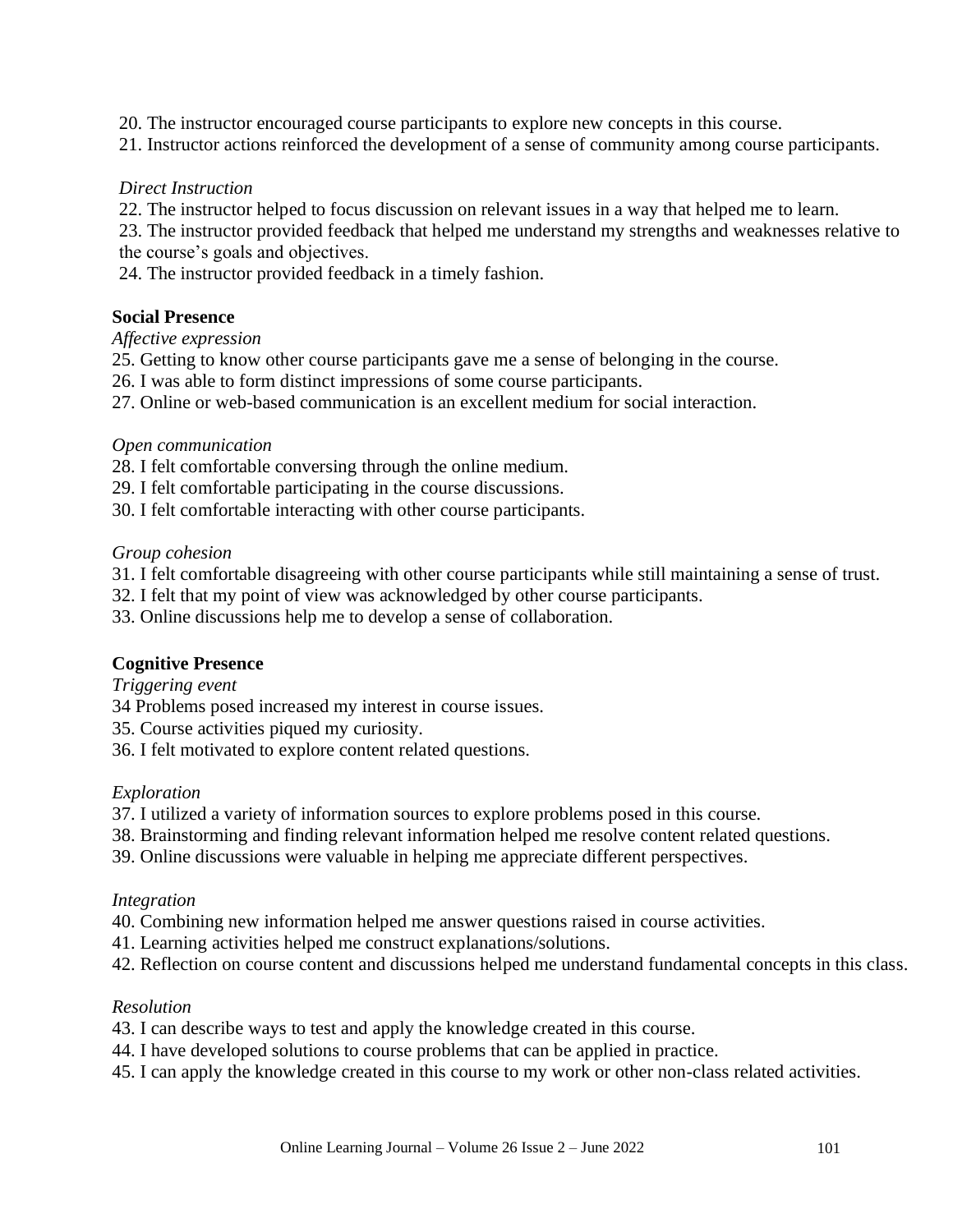20. The instructor encouraged course participants to explore new concepts in this course.
21. Instructor actions reinforced the development of a sense of community among course participants.

*Direct Instruction*

22. The instructor helped to focus discussion on relevant issues in a way that helped me to learn.
23. The instructor provided feedback that helped me understand my strengths and weaknesses relative to the course's goals and objectives.
24. The instructor provided feedback in a timely fashion.

**Social Presence**

*Affective expression*

25. Getting to know other course participants gave me a sense of belonging in the course.
26. I was able to form distinct impressions of some course participants.
27. Online or web-based communication is an excellent medium for social interaction.

*Open communication*

28. I felt comfortable conversing through the online medium.
29. I felt comfortable participating in the course discussions.
30. I felt comfortable interacting with other course participants.

*Group cohesion*

31. I felt comfortable disagreeing with other course participants while still maintaining a sense of trust.
32. I felt that my point of view was acknowledged by other course participants.
33. Online discussions help me to develop a sense of collaboration.

**Cognitive Presence**

*Triggering event*

34 Problems posed increased my interest in course issues.
35. Course activities piqued my curiosity.
36. I felt motivated to explore content related questions.

*Exploration*

37. I utilized a variety of information sources to explore problems posed in this course.
38. Brainstorming and finding relevant information helped me resolve content related questions.
39. Online discussions were valuable in helping me appreciate different perspectives.

*Integration*

40. Combining new information helped me answer questions raised in course activities.
41. Learning activities helped me construct explanations/solutions.
42. Reflection on course content and discussions helped me understand fundamental concepts in this class.

*Resolution*

43. I can describe ways to test and apply the knowledge created in this course.
44. I have developed solutions to course problems that can be applied in practice.
45. I can apply the knowledge created in this course to my work or other non-class related activities.